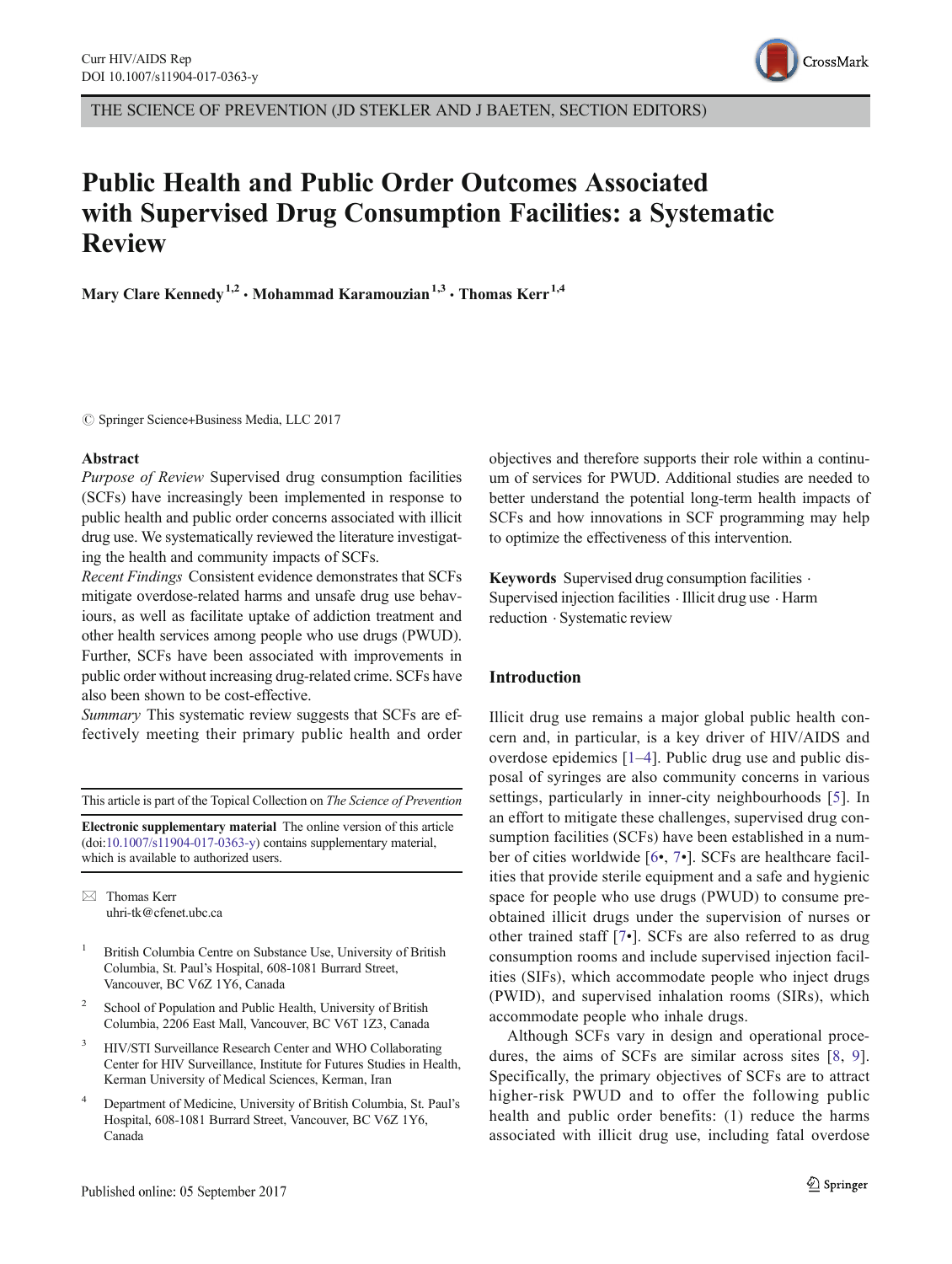THE SCIENCE OF PREVENTION (JD STEKLER AND J BAETEN, SECTION EDITORS)

# Public Health and Public Order Outcomes Associated with Supervised Drug Consumption Facilities: a Systematic Review

**Mary Clare Kennedy**[1,2] **· Mohammad Karamouzian**[1,3] **· Thomas Kerr**[1,4]

© Springer Science+Business Media, LLC 2017

## Abstract

*Purpose of Review* Supervised drug consumption facilities (SCFs) have increasingly been implemented in response to public health and public order concerns associated with illicit drug use. We systematically reviewed the literature investigating the health and community impacts of SCFs.

*Recent Findings* Consistent evidence demonstrates that SCFs mitigate overdose-related harms and unsafe drug use behaviours, as well as facilitate uptake of addiction treatment and other health services among people who use drugs (PWUD). Further, SCFs have been associated with improvements in public order without increasing drug-related crime. SCFs have also been shown to be cost-effective.

*Summary* This systematic review suggests that SCFs are effectively meeting their primary public health and order objectives and therefore supports their role within a continuum of services for PWUD. Additional studies are needed to better understand the potential long-term health impacts of SCFs and how innovations in SCF programming may help to optimize the effectiveness of this intervention.

**Keywords** Supervised drug consumption facilities · Supervised injection facilities · Illicit drug use · Harm reduction · Systematic review

This article is part of the Topical Collection on *The Science of Prevention*

**Electronic supplementary material** The online version of this article (doi:10.1007/s11904-017-0363-y) contains supplementary material, which is available to authorized users.

✉ Thomas Kerr
uhri-tk@cfenet.ubc.ca

[1] British Columbia Centre on Substance Use, University of British Columbia, St. Paul's Hospital, 608-1081 Burrard Street, Vancouver, BC V6Z 1Y6, Canada

[2] School of Population and Public Health, University of British Columbia, 2206 East Mall, Vancouver, BC V6T 1Z3, Canada

[3] HIV/STI Surveillance Research Center and WHO Collaborating Center for HIV Surveillance, Institute for Futures Studies in Health, Kerman University of Medical Sciences, Kerman, Iran

[4] Department of Medicine, University of British Columbia, St. Paul's Hospital, 608-1081 Burrard Street, Vancouver, BC V6Z 1Y6, Canada

Published online: 05 September 2017

## Introduction

Illicit drug use remains a major global public health concern and, in particular, is a key driver of HIV/AIDS and overdose epidemics [1–4]. Public drug use and public disposal of syringes are also community concerns in various settings, particularly in inner-city neighbourhoods [5]. In an effort to mitigate these challenges, supervised drug consumption facilities (SCFs) have been established in a number of cities worldwide [6•, 7•]. SCFs are healthcare facilities that provide sterile equipment and a safe and hygienic space for people who use drugs (PWUD) to consume pre-obtained illicit drugs under the supervision of nurses or other trained staff [7•]. SCFs are also referred to as drug consumption rooms and include supervised injection facilities (SIFs), which accommodate people who inject drugs (PWID), and supervised inhalation rooms (SIRs), which accommodate people who inhale drugs.

Although SCFs vary in design and operational procedures, the aims of SCFs are similar across sites [8, 9]. Specifically, the primary objectives of SCFs are to attract higher-risk PWUD and to offer the following public health and public order benefits: (1) reduce the harms associated with illicit drug use, including fatal overdose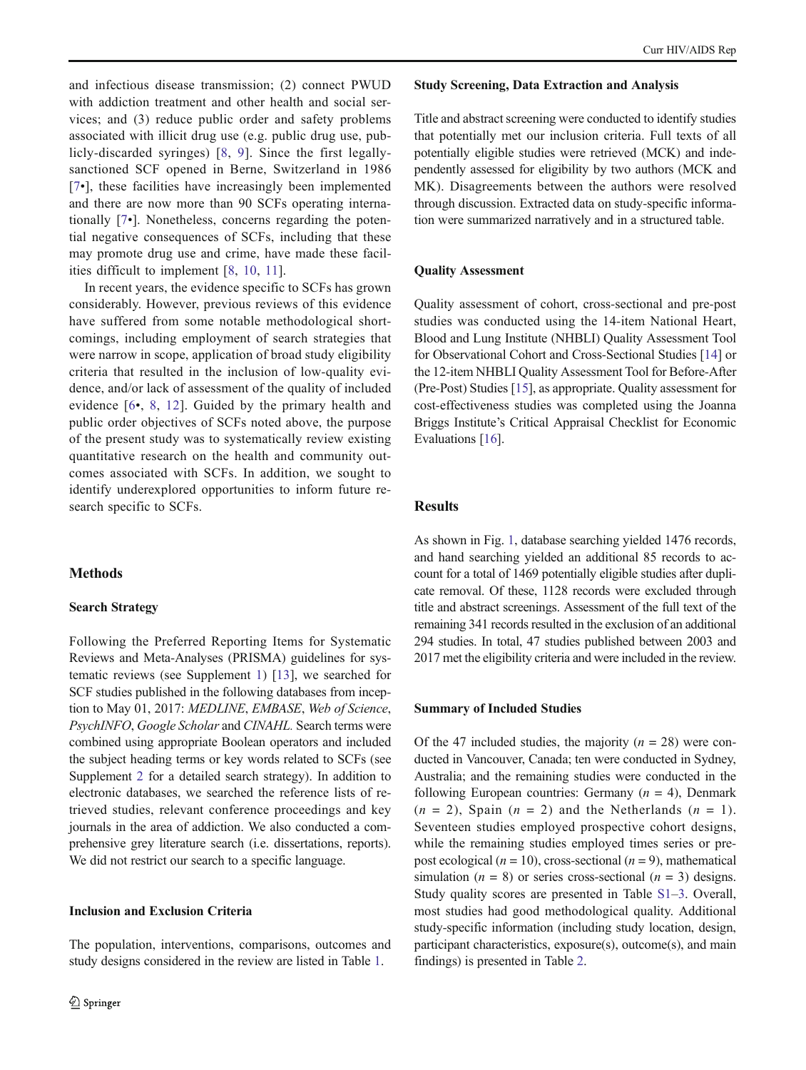and infectious disease transmission; (2) connect PWUD with addiction treatment and other health and social services; and (3) reduce public order and safety problems associated with illicit drug use (e.g. public drug use, publicly-discarded syringes) [8, 9]. Since the first legally-sanctioned SCF opened in Berne, Switzerland in 1986 [7•], these facilities have increasingly been implemented and there are now more than 90 SCFs operating internationally [7•]. Nonetheless, concerns regarding the potential negative consequences of SCFs, including that these may promote drug use and crime, have made these facilities difficult to implement [8, 10, 11].

In recent years, the evidence specific to SCFs has grown considerably. However, previous reviews of this evidence have suffered from some notable methodological shortcomings, including employment of search strategies that were narrow in scope, application of broad study eligibility criteria that resulted in the inclusion of low-quality evidence, and/or lack of assessment of the quality of included evidence [6•, 8, 12]. Guided by the primary health and public order objectives of SCFs noted above, the purpose of the present study was to systematically review existing quantitative research on the health and community outcomes associated with SCFs. In addition, we sought to identify underexplored opportunities to inform future research specific to SCFs.

## Methods

### Search Strategy

Following the Preferred Reporting Items for Systematic Reviews and Meta-Analyses (PRISMA) guidelines for systematic reviews (see Supplement 1) [13], we searched for SCF studies published in the following databases from inception to May 01, 2017: *MEDLINE*, *EMBASE*, *Web of Science*, *PsychINFO*, *Google Scholar* and *CINAHL.* Search terms were combined using appropriate Boolean operators and included the subject heading terms or key words related to SCFs (see Supplement 2 for a detailed search strategy). In addition to electronic databases, we searched the reference lists of retrieved studies, relevant conference proceedings and key journals in the area of addiction. We also conducted a comprehensive grey literature search (i.e. dissertations, reports). We did not restrict our search to a specific language.

### Inclusion and Exclusion Criteria

The population, interventions, comparisons, outcomes and study designs considered in the review are listed in Table 1.

### Study Screening, Data Extraction and Analysis

Title and abstract screening were conducted to identify studies that potentially met our inclusion criteria. Full texts of all potentially eligible studies were retrieved (MCK) and independently assessed for eligibility by two authors (MCK and MK). Disagreements between the authors were resolved through discussion. Extracted data on study-specific information were summarized narratively and in a structured table.

### Quality Assessment

Quality assessment of cohort, cross-sectional and pre-post studies was conducted using the 14-item National Heart, Blood and Lung Institute (NHBLI) Quality Assessment Tool for Observational Cohort and Cross-Sectional Studies [14] or the 12-item NHBLI Quality Assessment Tool for Before-After (Pre-Post) Studies [15], as appropriate. Quality assessment for cost-effectiveness studies was completed using the Joanna Briggs Institute's Critical Appraisal Checklist for Economic Evaluations [16].

## Results

As shown in Fig. 1, database searching yielded 1476 records, and hand searching yielded an additional 85 records to account for a total of 1469 potentially eligible studies after duplicate removal. Of these, 1128 records were excluded through title and abstract screenings. Assessment of the full text of the remaining 341 records resulted in the exclusion of an additional 294 studies. In total, 47 studies published between 2003 and 2017 met the eligibility criteria and were included in the review.

### Summary of Included Studies

Of the 47 included studies, the majority ($n$ = 28) were conducted in Vancouver, Canada; ten were conducted in Sydney, Australia; and the remaining studies were conducted in the following European countries: Germany ($n$ = 4), Denmark ($n$ = 2), Spain ($n$ = 2) and the Netherlands ($n$ = 1). Seventeen studies employed prospective cohort designs, while the remaining studies employed times series or pre-post ecological ($n$ = 10), cross-sectional ($n$ = 9), mathematical simulation ($n$ = 8) or series cross-sectional ($n$ = 3) designs. Study quality scores are presented in Table S1–3. Overall, most studies had good methodological quality. Additional study-specific information (including study location, design, participant characteristics, exposure(s), outcome(s), and main findings) is presented in Table 2.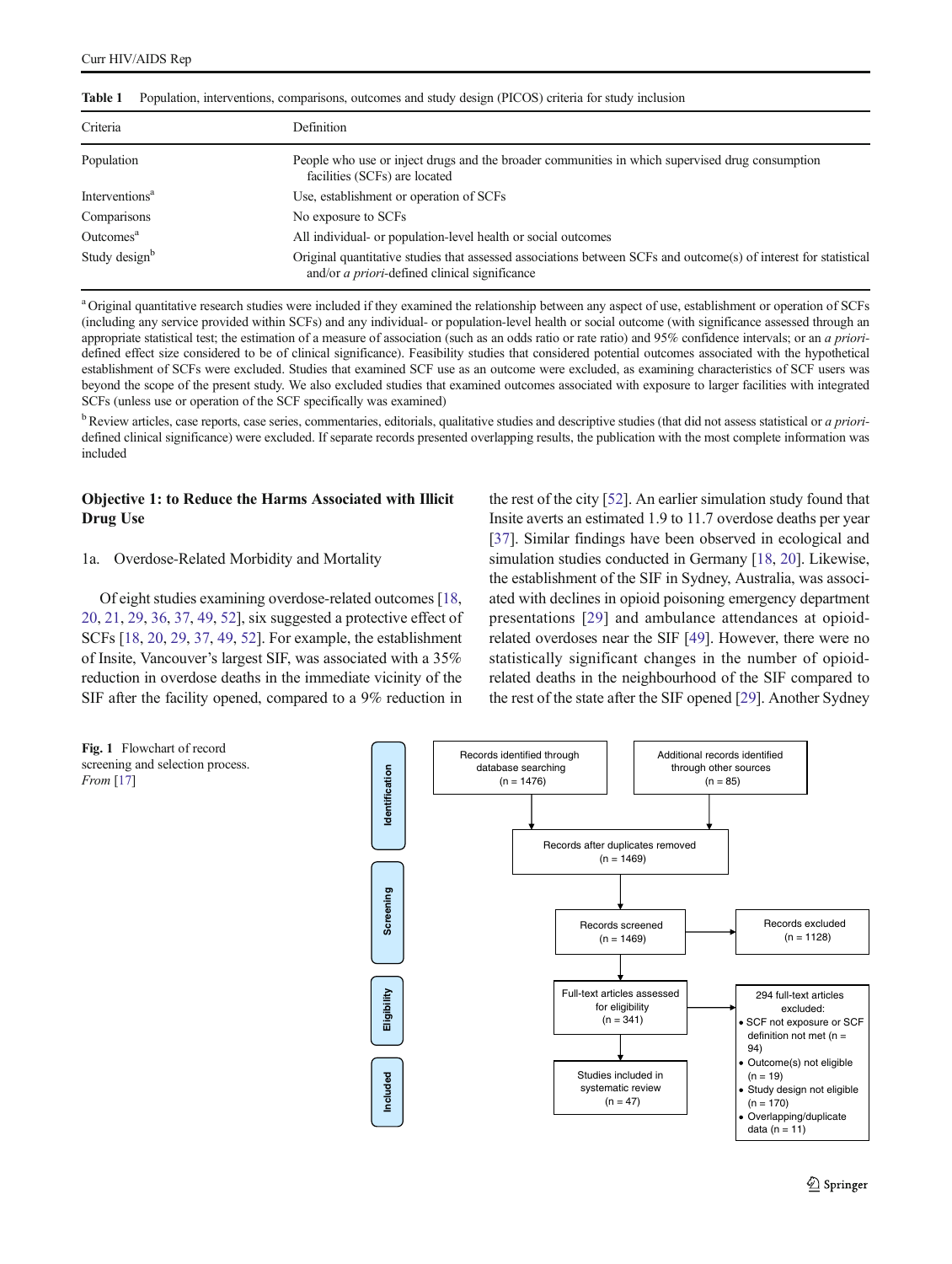**Table 1** Population, interventions, comparisons, outcomes and study design (PICOS) criteria for study inclusion

| Criteria | Definition |
|---|---|
| Population | People who use or inject drugs and the broader communities in which supervised drug consumption facilities (SCFs) are located |
| Interventions[a] | Use, establishment or operation of SCFs |
| Comparisons | No exposure to SCFs |
| Outcomes[a] | All individual- or population-level health or social outcomes |
| Study design[b] | Original quantitative studies that assessed associations between SCFs and outcome(s) of interest for statistical and/or *a priori*-defined clinical significance |

[a] Original quantitative research studies were included if they examined the relationship between any aspect of use, establishment or operation of SCFs (including any service provided within SCFs) and any individual- or population-level health or social outcome (with significance assessed through an appropriate statistical test; the estimation of a measure of association (such as an odds ratio or rate ratio) and 95% confidence intervals; or an *a priori*-defined effect size considered to be of clinical significance). Feasibility studies that considered potential outcomes associated with the hypothetical establishment of SCFs were excluded. Studies that examined SCF use as an outcome were excluded, as examining characteristics of SCF users was beyond the scope of the present study. We also excluded studies that examined outcomes associated with exposure to larger facilities with integrated SCFs (unless use or operation of the SCF specifically was examined)

[b] Review articles, case reports, case series, commentaries, editorials, qualitative studies and descriptive studies (that did not assess statistical or *a priori*-defined clinical significance) were excluded. If separate records presented overlapping results, the publication with the most complete information was included

### Objective 1: to Reduce the Harms Associated with Illicit Drug Use

1a. Overdose-Related Morbidity and Mortality

Of eight studies examining overdose-related outcomes [18, 20, 21, 29, 36, 37, 49, 52], six suggested a protective effect of SCFs [18, 20, 29, 37, 49, 52]. For example, the establishment of Insite, Vancouver's largest SIF, was associated with a 35% reduction in overdose deaths in the immediate vicinity of the SIF after the facility opened, compared to a 9% reduction in the rest of the city [52]. An earlier simulation study found that Insite averts an estimated 1.9 to 11.7 overdose deaths per year [37]. Similar findings have been observed in ecological and simulation studies conducted in Germany [18, 20]. Likewise, the establishment of the SIF in Sydney, Australia, was associated with declines in opioid poisoning emergency department presentations [29] and ambulance attendances at opioid-related overdoses near the SIF [49]. However, there were no statistically significant changes in the number of opioid-related deaths in the neighbourhood of the SIF compared to the rest of the state after the SIF opened [29]. Another Sydney

**Fig. 1** Flowchart of record screening and selection process. *From* [17]

| Stage | Records | |
|---|---|---|
| Identification | Records identified through database searching (n = 1476) | Additional records identified through other sources (n = 85) |
| | Records after duplicates removed (n = 1469) | |
| Screening | Records screened (n = 1469) | Records excluded (n = 1128) |
| Eligibility | Full-text articles assessed for eligibility (n = 341) | 294 full-text articles excluded: • SCF not exposure or SCF definition not met (n = 94) • Outcome(s) not eligible (n = 19) • Study design not eligible (n = 170) • Overlapping/duplicate data (n = 11) |
| Included | Studies included in systematic review (n = 47) | |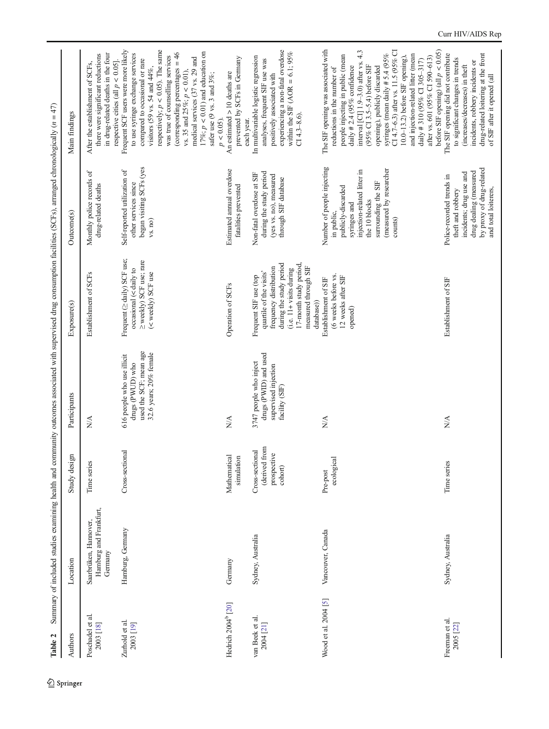**Table 2** Summary of included studies examining health and community outcomes associated with supervised drug consumption facilities (SCFs), arranged chronologically ($n = 47$)

| Authors | Location | Study design | Participants | Exposure(s) | Outcome(s) | Main findings |
|---|---|---|---|---|---|---|
| Poschadel et al. 2003 [18] | Saarbrüken, Hannover, Hamburg and Frankfurt, Germany | Time series | N/A | Establishment of SCFs | Monthly police records of drug-related deaths | After the establishment of SCFs, there were significant reductions in drug-related deaths in the four respective cities (all $p < 0.05$). |
| Zurhold et al. 2003 [19] | Hamburg, Germany | Cross-sectional | 616 people who use illicit drugs (PWUD) who used the SCF; mean age 32.6 years; 20% female | Frequent (≥ daily) SCF use; occasional (< daily to ≥ weekly) SCF use; rare (< weekly) SCF use | Self-reported utilization of other services since began visiting SCFs (yes vs. no) | Frequent SCF users were more likely to use syringe exchange services compared to occasional or rare visitors (59 vs. 54 and 44%, respectively; $p < 0.05$). The same was true of counselling services (corresponding percentages = 46 vs. 35 and 25%; $p < 0.01$), medical services (37 vs. 29 and 17%; $p < 0.01$) and education on safer use (9 vs. 3 and 3%; $p < 0.05$). |
| Hedrich 2004[b] [20] | Germany | Mathematical simulation | N/A | Operation of SCFs | Estimated annual overdose fatalities prevented | An estimated > 10 deaths are prevented by SCFs in Germany each year. |
| van Beek et al. 2004 [21] | Sydney, Australia | Cross-sectional (derived from prospective cohort) | 3747 people who inject drugs (PWID) and used supervised injection facility (SIF) | Frequent SIF use (top quartile of the visits' frequency distribution during the study period (i.e. 11+ visits during 17-month study period, measured through SIF database)) | Non-fatal overdose at SIF during the study period (yes vs. no), measured through SIF database | In multivariable logistic regression analyses, frequent SIF use was positively associated with experiencing a non-fatal overdose within the SIF (AOR = 6.1; 95% CI 4.3–8.6). |
| Wood et al. 2004 [5] | Vancouver, Canada | Pre-post ecological | N/A | Establishment of SIF (6 weeks before vs. 12 weeks after SIF opened) | Number of people injecting in public, publicly-discarded syringes and injection-related litter in the 10 blocks surrounding the SIF (measured by researcher counts) | The SIF opening was associated with reductions in the number of people injecting in public (mean daily # 2.4 (95% confidence interval [CI] 1.9–3.0) after vs. 4.3 (95% CI 3.5–5.4) before SIF opening), publicly discarded syringes (mean daily # 5.4 (95% CI 4.7–6.3) after vs. 11.5 (95% CI 10.0–13.2) before SIF opening), and injection-related litter (mean daily # 310 (95% CI 305–317) after vs. 601 (95% CI 590–613) before SIF opening) (all $p < 0.05$) |
| Freeman et al. 2005 [22] | Sydney, Australia | Time series | N/A | Establishment of SIF | Police-recorded trends in theft and robbery incidents; drug use and drug dealing (measured by proxy of drug-related and total loiterers, | The SIF opening did not contribute to significant changes in trends (increases/decreases) in theft incidents, robbery incidents or drug-related loitering at the front of SIF after it opened (all |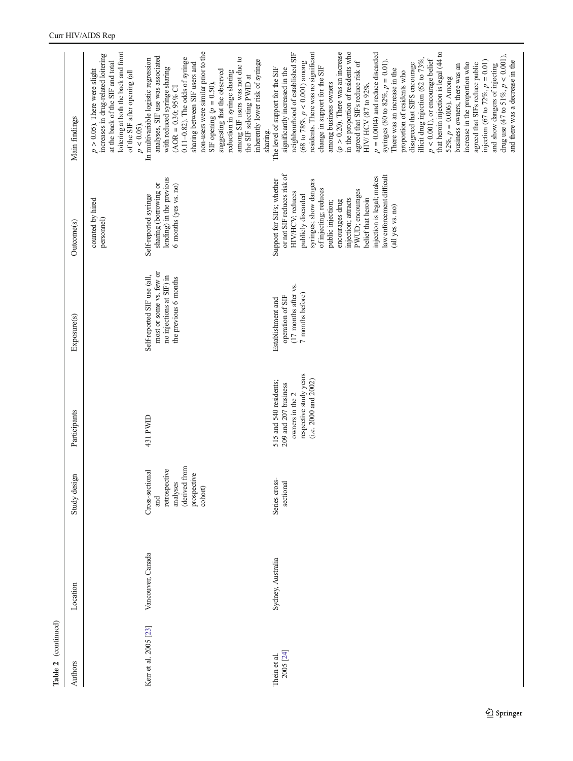Table 2 (continued)

| Authors | Location | Study design | Participants | Exposure(s) | Outcome(s) | Main findings |
|---|---|---|---|---|---|---|
| | | | | | counted by hired personnel) | $p > 0.05$). There were slight increases in drug-related loitering at the back of the SIF and total loitering at both the back and front of the SIF after opening (all $p < 0.05$). |
| Kerr et al. 2005 [23] | Vancouver, Canada | Cross-sectional and retrospective analyses (derived from prospective cohort) | 431 PWID | Self-reported SIF use (all, most or some vs. few or no injections at SIF) in the previous 6 months | Self-reported syringe sharing (borrowing or lending) in the previous 6 months (yes vs. no) | In multivariable logistic regression analyses, SIF use was associated with reduced syringe sharing (AOR = 0.30; 95% CI 0.11–0.82). The odds of syringe sharing between SIF users and non-users were similar prior to the SIF opening ($p = 0.50$), suggesting that the observed reduction in syringe sharing among SIF users was not due to the SIF selecting PWID at inherently lower risk of syringe sharing. |
| Thein et al. 2005 [24] | Sydney, Australia | Series cross-sectional | 515 and 540 residents; 209 and 207 business owners in the 2 respective study years (i.e. 2000 and 2002) | Establishment and operation of SIF (17 months after vs. 7 months before) | Support for SIFs; whether or not SIF reduces risk of HIV/HCV; reduces publicly discarded syringes; show dangers of injecting; reduces public injection; encourages drug injection; attracts PWUD; encourages belief that heroin injection is legal; makes law enforcement difficult (all yes vs. no) | The level of support for the SIF significantly increased in the neighbourhood of established SIF (68 to 78%, $p < 0.001$) among residents. There was no significant change in support for the SIF among business owners ($p > 0.20$). There was an increase in the proportion of residents who agreed that SIFs reduce risk of HIV/ HCV (87 to 92%, $p = 0.0004$) and reduce discarded syringes (80 to 82%, $p = 0.01$). There was an increase in the proportion of residents who disagreed that SIFS encourage illicit drug injection (62 to 73%, $p < 0.001$), or encourage belief that heroin injection is legal (44 to 52%, $p = 0.006$). Among business owners, there was an increase in the proportion who agreed that SIFs reduce public injection (67 to 72%, $p = 0.01$) and show dangers of injecting drug use (47 to 51%, $p < 0.001$), and there was a decrease in the |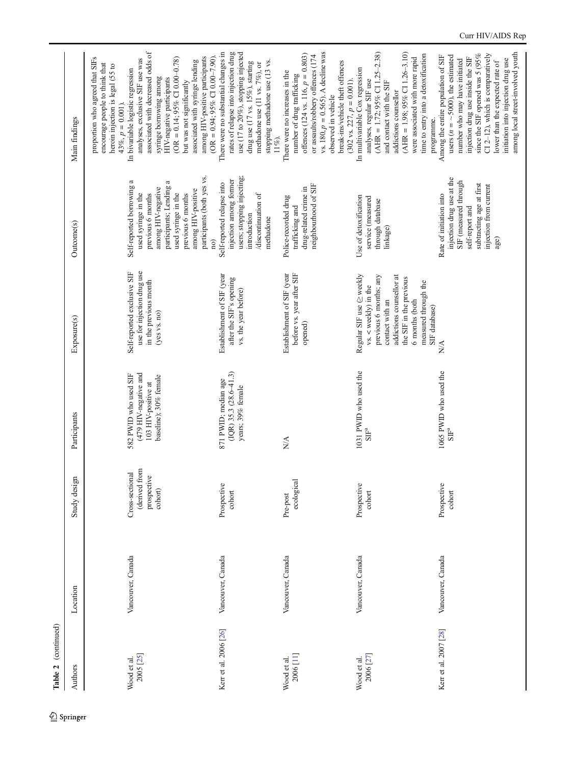**Table 2** (continued)

| Authors | Location | Study design | Participants | Exposure(s) | Outcome(s) | Main findings |
|---|---|---|---|---|---|---|
| | | | | | | proportion who agreed that SIFs encourage people to think that heroin injection is legal (55 to 43%, $p = 0.001$). |
| Wood et al. 2005 [25] | Vancouver, Canada | Cross-sectional (derived from prospective cohort) | 582 PWID who used SIF (479 HIV-negative and 103 HIV-positive at baseline); 30% female | Self-reported exclusive SIF use for injection drug use in the previous month (yes vs. no) | Self-reported borrowing a used syringe in the previous 6 months among HIV-negative participants; Lending a used syringe in the previous 6 months among HIV-positive participants (both yes vs. no) | In bivariable logistic regression analyses, exclusive SIF use was associated with decreased odds of syringe borrowing among HIV-negative participants (OR = 0.14; 95% CI 0.00–0.78) but was not significantly associated with syringe lending among HIV-positive participants (OR = 0.94; 95% CI 0.00–7.90). |
| Kerr et al. 2006 [26] | Vancouver, Canada | Prospective cohort | 871 PWID; median age (IQR) 35.3 (28.6–41.3) years; 39% female | Establishment of SIF (year after the SIF's opening vs. the year before) | Self-reported relapse into injection among former users; stopping injecting; introduction /discontinuation of methadone | There were no substantial changes in rates of relapse into injection drug use (17 to 20%), stopping injected drug use (17 vs. 15%), starting methadone use (11 vs. 7%), or stopping methadone use (13 vs. 11%). |
| Wood et al. 2006 [11] | Vancouver, Canada | Pre-post ecological | N/A | Establishment of SIF (year before vs. year after SIF opened) | Police-recorded drug trafficking and drug-related crime in neighbourhood of SIF | There were no increases in the number of drug trafficking offences (124 vs. 116, $p = 0.803$) or assaults/robbery offences (174 vs. 180, $p = 0.565$). A decline was observed in vehicle break-ins/vehicle theft offences (302 vs. 227, $p = 0.001$). |
| Wood et al. 2006 [27] | Vancouver, Canada | Prospective cohort | 1031 PWID who used the SIF[a] | Regular SIF use (≥ weekly vs. < weekly) in the previous 6 months; any contact with an addictions counsellor at the SIF in the previous 6 months (both measured through the SIF database) | Use of detoxification service (measured through database linkage) | In multivariable Cox regression analyses, regular SIF use (AHR = 1.72; 95% CI 1.25–2.38) and contact with the SIF addictions counsellor (AHR = 1.98; 95% CI 1.26–3.10) were associated with more rapid time to entry into a detoxification programme. |
| Kerr et al. 2007 [28] | Vancouver, Canada | Prospective cohort | 1065 PWID who used the SIF[a] | N/A | Rate of initiation into injection drug use at the SIF (measured through self-report and subtracting age at first injection from current age) | Among the entire population of SIF users ($n$ = ~5000), the estimated number who may have initiated injection drug use inside the SIF since the SIF opened was 5 (95% CI 2–12), which is comparatively lower than the expected rate of initiation into injection drug use among local street-involved youth |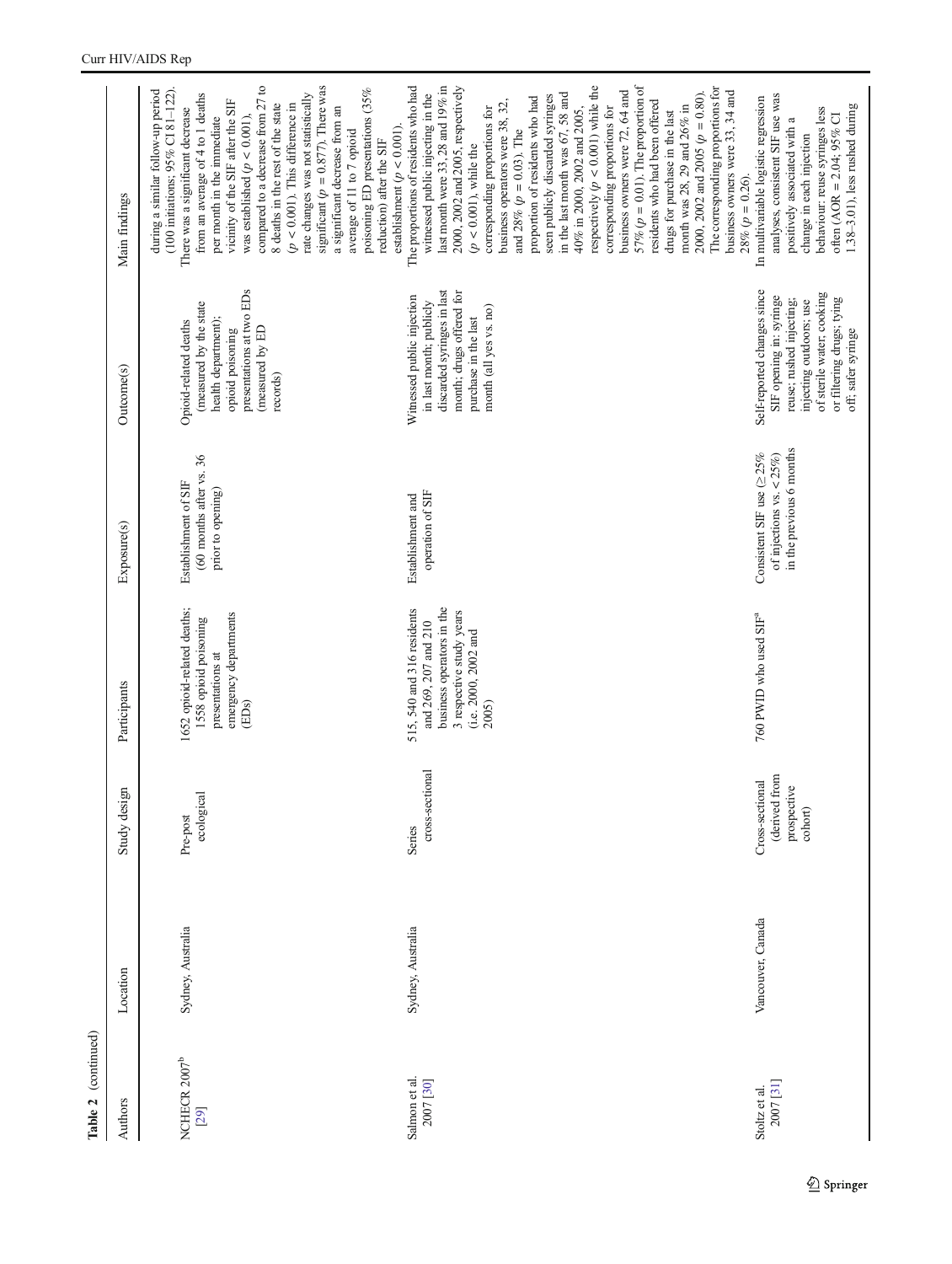Table 2 (continued)

| Authors | Location | Study design | Participants | Exposure(s) | Outcome(s) | Main findings |
|---|---|---|---|---|---|---|
| | | | | | | during a similar follow-up period (100 initiations; 95% CI 81–122). |
| NCHECR 2007[b] [29] | Sydney, Australia | Pre-post ecological | 1652 opioid-related deaths; 1558 opioid poisoning presentations at emergency departments (EDs) | Establishment of SIF (60 months after vs. 36 prior to opening) | Opioid-related deaths (measured by the state health department); opioid poisoning presentations at two EDs (measured by ED records) | There was a significant decrease from an average of 4 to 1 deaths per month in the immediate vicinity of the SIF after the SIF was established ($p < 0.001$), compared to a decrease from 27 to 8 deaths in the rest of the state ($p < 0.001$). This difference in rate changes was not statistically significant ($p = 0.877$). There was a significant decrease from an average of 11 to 7 opioid poisoning ED presentations (35% reduction) after the SIF establishment ($p < 0.001$). |
| Salmon et al. 2007 [30] | Sydney, Australia | Series cross-sectional | 515, 540 and 316 residents and 269, 207 and 210 business operators in the 3 respective study years (i.e. 2000, 2002 and 2005) | Establishment and operation of SIF | Witnessed public injection in last month; publicly discarded syringes in last month; drugs offered for purchase in the last month (all yes vs. no) | The proportions of residents who had witnessed public injecting in the last month were 33, 28 and 19% in 2000, 2002 and 2005, respectively ($p < 0.001$), while the corresponding proportions for business operators were 38, 32, and 28% ($p = 0.03$). The proportion of residents who had seen publicly discarded syringes in the last month was 67, 58 and 40% in 2000, 2002 and 2005, respectively ($p < 0.001$) while the corresponding proportions for business owners were 72, 64 and 57% ($p = 0.01$). The proportion of residents who had been offered drugs for purchase in the last month was 28, 29 and 26% in 2000, 2002 and 2005 ($p = 0.80$). The corresponding proportions for business owners were 33, 34 and 28% ($p = 0.26$). |
| Stoltz et al. 2007 [31] | Vancouver, Canada | Cross-sectional (derived from prospective cohort) | 760 PWID who used SIF[a] | Consistent SIF use (≥25% of injections vs. <25%) in the previous 6 months | Self-reported changes since SIF opening in: syringe reuse; rushed injecting; injecting outdoors; use of sterile water; cooking or filtering drugs; tying off; safer syringe | In multivariable logistic regression analyses, consistent SIF use was positively associated with a change in each injection behaviour: reuse syringes less often (AOR = 2.04; 95% CI 1.38–3.01), less rushed during |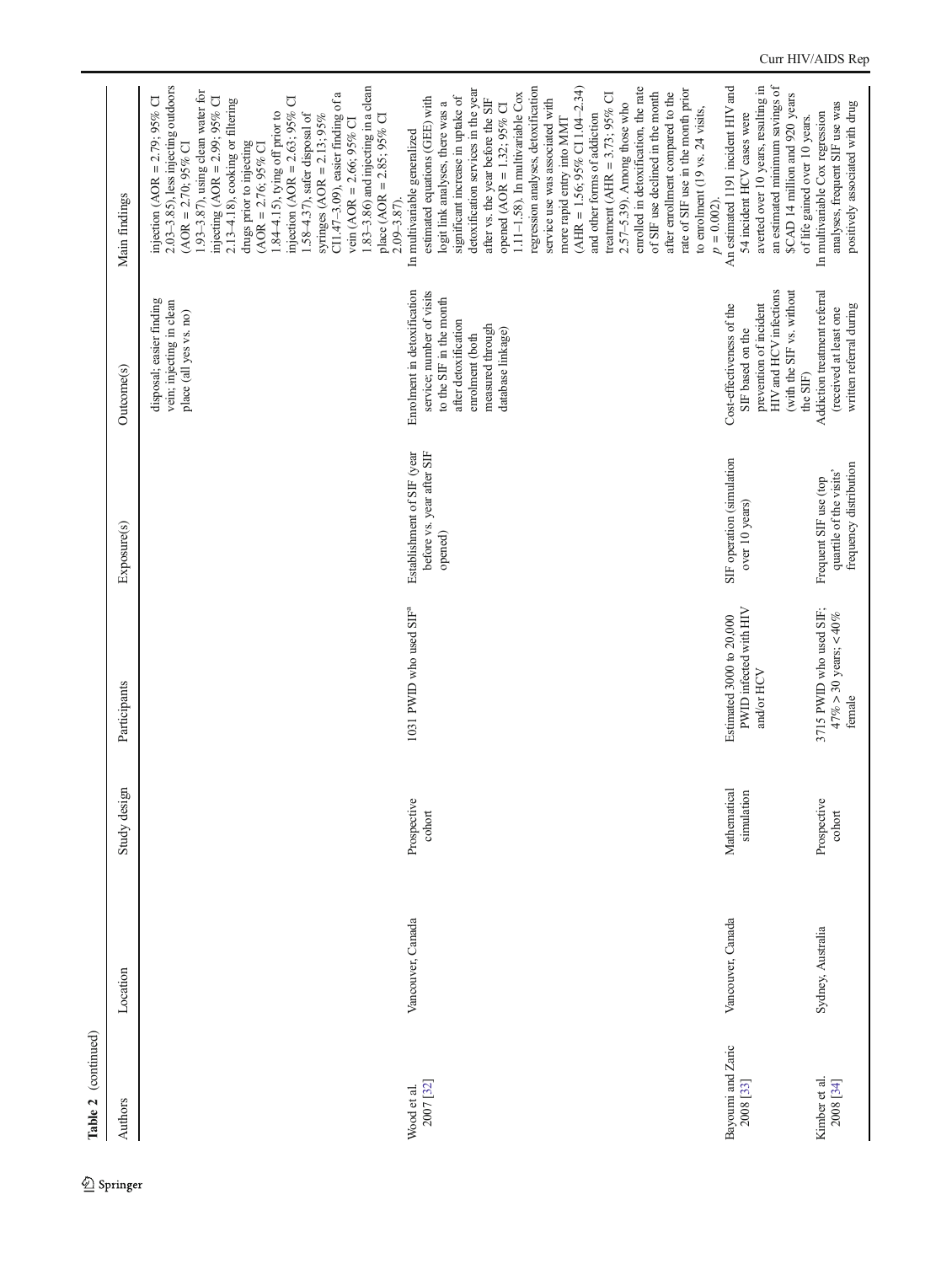Table 2 (continued)

| Authors | Location | Study design | Participants | Exposure(s) | Outcome(s) | Main findings |
|---|---|---|---|---|---|---|
| | | | | | disposal; easier finding vein; injecting in clean place (all yes vs. no) | injection (AOR = 2.79; 95% CI 2.03–3.85), less injecting outdoors (AOR = 2.70; 95% CI 1.93–3.87), using clean water for injecting (AOR = 2.99; 95% CI 2.13–4.18), cooking or filtering drugs prior to injecting (AOR = 2.76; 95% CI 1.84–4.15), tying off prior to injection (AOR = 2.63; 95% CI 1.58–4.37), safer disposal of syringes (AOR = 2.13; 95% CI1.47–3.09), easier finding of a vein (AOR = 2.66; 95% CI 1.83–3.86) and injecting in a clean place (AOR = 2.85; 95% CI 2.09–3.87). |
| Wood et al. 2007 [32] | Vancouver, Canada | Prospective cohort | 1031 PWID who used SIF[a] | Establishment of SIF (year before vs. year after SIF opened) | Enrolment in detoxification service; number of visits to the SIF in the month after detoxification enrolment (both measured through database linkage) | In multivariable generalized estimated equations (GEE) with logit link analyses, there was a significant increase in uptake of detoxification services in the year after vs. the year before the SIF opened (AOR = 1.32; 95% CI 1.11–1.58). In multivariable Cox regression analyses, detoxification service use was associated with more rapid entry into MMT (AHR = 1.56; 95% CI 1.04–2.34) and other forms of addiction treatment (AHR = 3.73; 95% CI 2.57–5.39). Among those who enrolled in detoxification, the rate of SIF use declined in the month after enrollment compared to the rate of SIF use in the month prior to enrolment (19 vs. 24 visits, $p = 0.002$). |
| Bayoumi and Zaric 2008 [33] | Vancouver, Canada | Mathematical simulation | Estimated 3000 to 20,000 PWID infected with HIV and/or HCV | SIF operation (simulation over 10 years) | Cost-effectiveness of the SIF based on the prevention of incident HIV and HCV infections (with the SIF vs. without the SIF) | An estimated 1191 incident HIV and 54 incident HCV cases were averted over 10 years, resulting in an estimated minimum savings of $CAD 14 million and 920 years of life gained over 10 years. |
| Kimber et al. 2008 [34] | Sydney, Australia | Prospective cohort | 3715 PWID who used SIF; 47% > 30 years; < 40% female | Frequent SIF use (top quartile of the visits' frequency distribution | Addiction treatment referral (received at least one written referral during | In multivariable Cox regression analyses, frequent SIF use was positively associated with drug |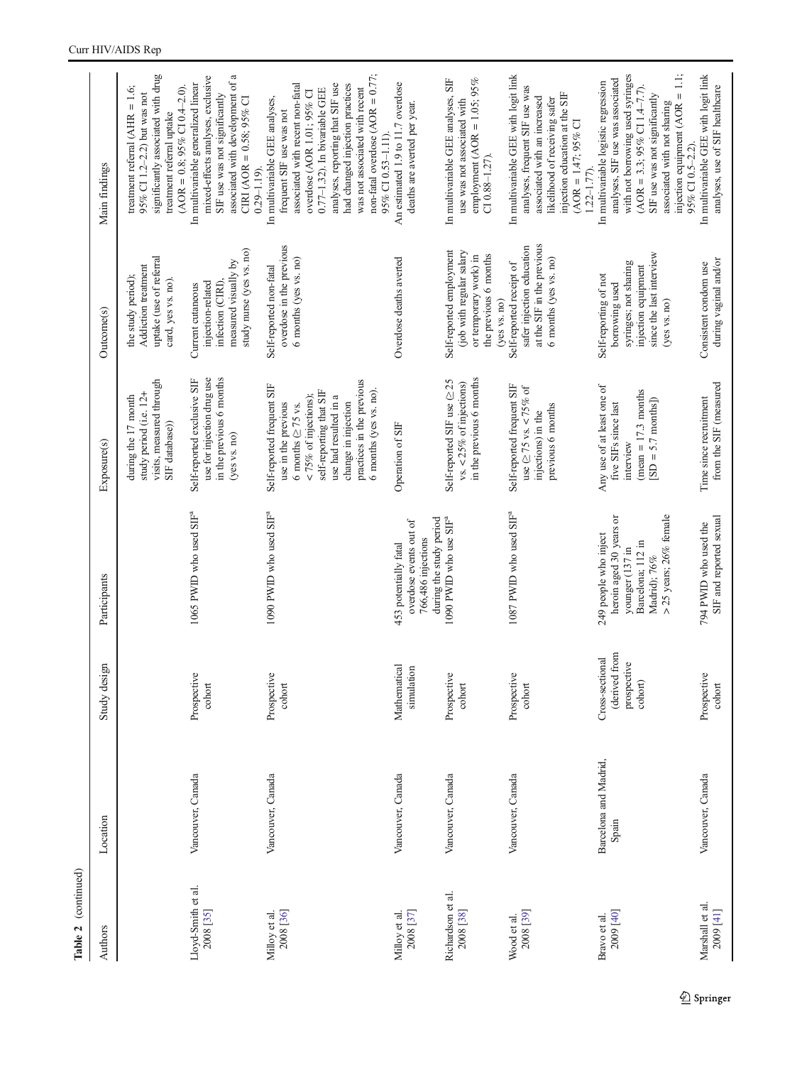Table 2 (continued)

| Authors | Location | Study design | Participants | Exposure(s) | Outcome(s) | Main findings |
|---|---|---|---|---|---|---|
| | | | | during the 17 month study period (i.e. 12+ visits, measured through SIF database)) | the study period); Addiction treatment uptake (use of referral card, yes vs. no). | treatment referral (AHR = 1.6; 95% CI 1.2–2.2) but was not significantly associated with drug treatment referral uptake (AOR = 0.8; 95% CI 0.4–2.0). |
| Lloyd-Smith et al. 2008 [35] | Vancouver, Canada | Prospective cohort | 1065 PWID who used SIF[a] | Self-reported exclusive SIF use for injection drug use in the previous 6 months (yes vs. no) | Current cutaneous injection-related infection (CIRI), measured visually by study nurse (yes vs. no) | In multivariable generalized linear mixed-effects analyses, exclusive SIF use was not significantly associated with development of a CIRI (AOR = 0.58; 95% CI 0.29–1.19). |
| Milloy et al. 2008 [36] | Vancouver, Canada | Prospective cohort | 1090 PWID who used SIF[a] | Self-reported frequent SIF use in the previous 6 months (≥75 vs. <75% of injections); self-reporting that SIF use had resulted in a change in injection practices in the previous 6 months (yes vs. no). | Self-reported non-fatal overdose in the previous 6 months (yes vs. no) | In multivariable GEE analyses, frequent SIF use was not associated with recent non-fatal overdose (AOR 1.01; 95% CI 0.77–1.32). In bivariable GEE analyses, reporting that SIF use had changed injection practices was not associated with recent non-fatal overdose (AOR = 0.77; 95% CI 0.53–1.11). |
| Milloy et al. 2008 [37] | Vancouver, Canada | Mathematical simulation | 453 potentially fatal overdose events out of 766,486 injections during the study period | Operation of SIF | Overdose deaths averted | An estimated 1.9 to 11.7 overdose deaths are averted per year. |
| Richardson et al. 2008 [38] | Vancouver, Canada | Prospective cohort | 1090 PWID who use SIF[a] | Self-reported SIF use (≥25 vs. <25% of injections) in the previous 6 months | Self-reported employment (job with regular salary or temporary work) in the previous 6 months (yes vs. no) | In multivariable GEE analyses, SIF use was not associated with employment (AOR = 1.05; 95% CI 0.88–1.27). |
| Wood et al. 2008 [39] | Vancouver, Canada | Prospective cohort | 1087 PWID who used SIF[a] | Self-reported frequent SIF use (≥75 vs. <75% of injections) in the previous 6 months | Self-reported receipt of safer injection education at the SIF in the previous 6 months (yes vs. no) | In multivariable GEE with logit link analyses, frequent SIF use was associated with an increased likelihood of receiving safer injection education at the SIF (AOR = 1.47; 95% CI 1.22–1.77). |
| Bravo et al. 2009 [40] | Barcelona and Madrid, Spain | Cross-sectional (derived from prospective cohort) | 249 people who inject heroin aged 30 years or younger (137 in Barcelona; 112 in Madrid); 76% >25 years; 26% female | Any use of at least one of five SIFs since last interview (mean = 17.3 months [SD = 5.7 months]) | Self-reporting of not borrowing used syringes; not sharing injection equipment since the last interview (yes vs. no) | In multivariable logistic regression analyses, SIF use was associated with not borrowing used syringes (AOR = 3.3; 95% CI 1.4–7.7). SIF use was not significantly associated with not sharing injection equipment (AOR = 1.1; 95% CI 0.5–2.2). |
| Marshall et al. 2009 [41] | Vancouver, Canada | Prospective cohort | 794 PWID who used the SIF and reported sexual | Time since recruitment from the SIF (measured | Consistent condom use during vaginal and/or | In multivariable GEE with logit link analyses, use of SIF healthcare |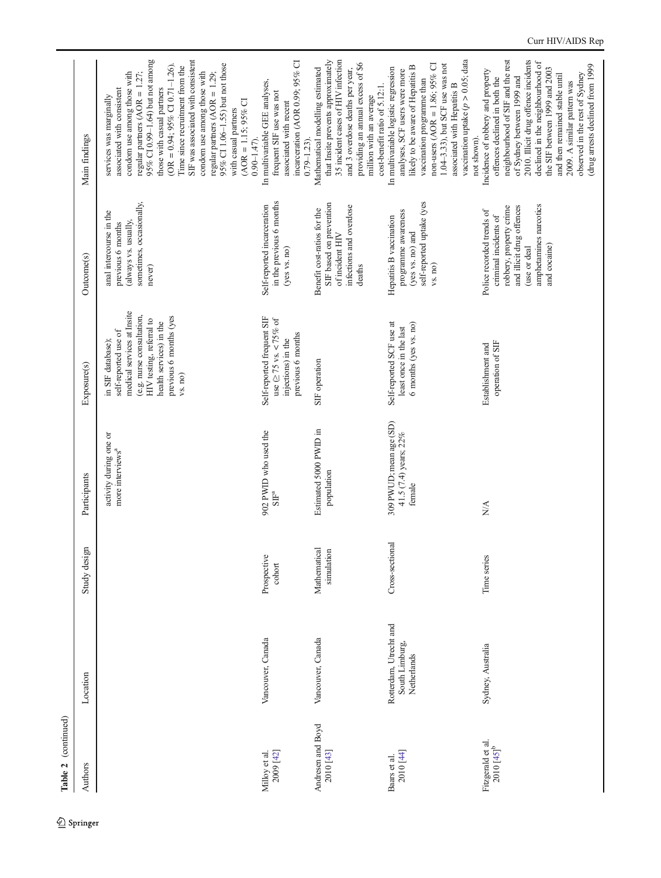Table 2 (continued)

| Authors | Location | Study design | Participants | Exposure(s) | Outcome(s) | Main findings |
|---|---|---|---|---|---|---|
| | | | activity during one or more interviews[a] | in SIF database); self-reported use of medical services at Insite (e.g. nurse consultation, HIV testing, referral to health services) in the previous 6 months (yes vs. no) | anal intercourse in the previous 6 months (always vs. usually, sometimes, occasionally, never) | services was marginally associated with consistent condom use among those with regular partners (AOR = 1.27; 95% CI 0.99–1.64) but not among those with casual partners (OR = 0.94; 95% CI 0.71–1.26). Time since recruitment from the SIF was associated with consistent condom use among those with regular partners (AOR = 1.29; 95% CI 1.06–1.55) but not those with casual partners (AOR = 1.15; 95% CI 0.90–1.47). |
| Milloy et al. 2009 [42] | Vancouver, Canada | Prospective cohort | 902 PWID who used the SIF[a] | Self-reported frequent SIF use (≥75 vs. <75% of injections) in the previous 6 months | Self-reported incarceration in the previous 6 months (yes vs. no) | In multivariable GEE analyses, frequent SIF use was not associated with recent incarceration (AOR 0.99; 95% CI 0.79–1.23). |
| Andresen and Boyd 2010 [43] | Vancouver, Canada | Mathematical simulation | Estimated 5000 PWID in population | SIF operation | Benefit cost-ratios for the SIF based on prevention of incident HIV infections and overdose deaths | Mathematical modelling estimated that Insite prevents approximately 35 incident cases of HIV infection and 3 overdose deaths per year, providing an annual excess of $6 million with an average cost-benefit ratio of 5.12:1. |
| Baars et al. 2010 [44] | Rotterdam, Utrecht and South Limburg, Netherlands | Cross-sectional | 309 PWUD: mean age (SD) 41.5 (7.4) years; 22% female | Self-reported SCF use at least once in the last 6 months (yes vs. no) | Hepatitis B vaccination programme awareness (yes vs. no) and self-reported uptake (yes vs. no) | In multivariable logistic regression analyses, SCF users were more likely to be aware of Hepatitis B vaccination programme than non-users (AOR = 1.86; 95% CI 1.04–3.33), but SCF use was not associated with Hepatitis B vaccination uptake ($p > 0.05$; data not shown). |
| Fitzgerald et al. 2010 [45][b] | Sydney, Australia | Time series | N/A | Establishment and operation of SIF | Police recorded trends of criminal incidents of robbery, property crime and illicit drug offences (use or deal amphetamines narcotics and cocaine) | Incidence of robbery and property offences declined in both the neighbourhood of SIF and the rest of Sydney between 1999 and 2010. Illicit drug offence incidents declined in the neighbourhood of the SIF between 1999 and 2003 and then remained stable until 2009. A similar pattern was observed in the rest of Sydney (drug arrests declined from 1999 |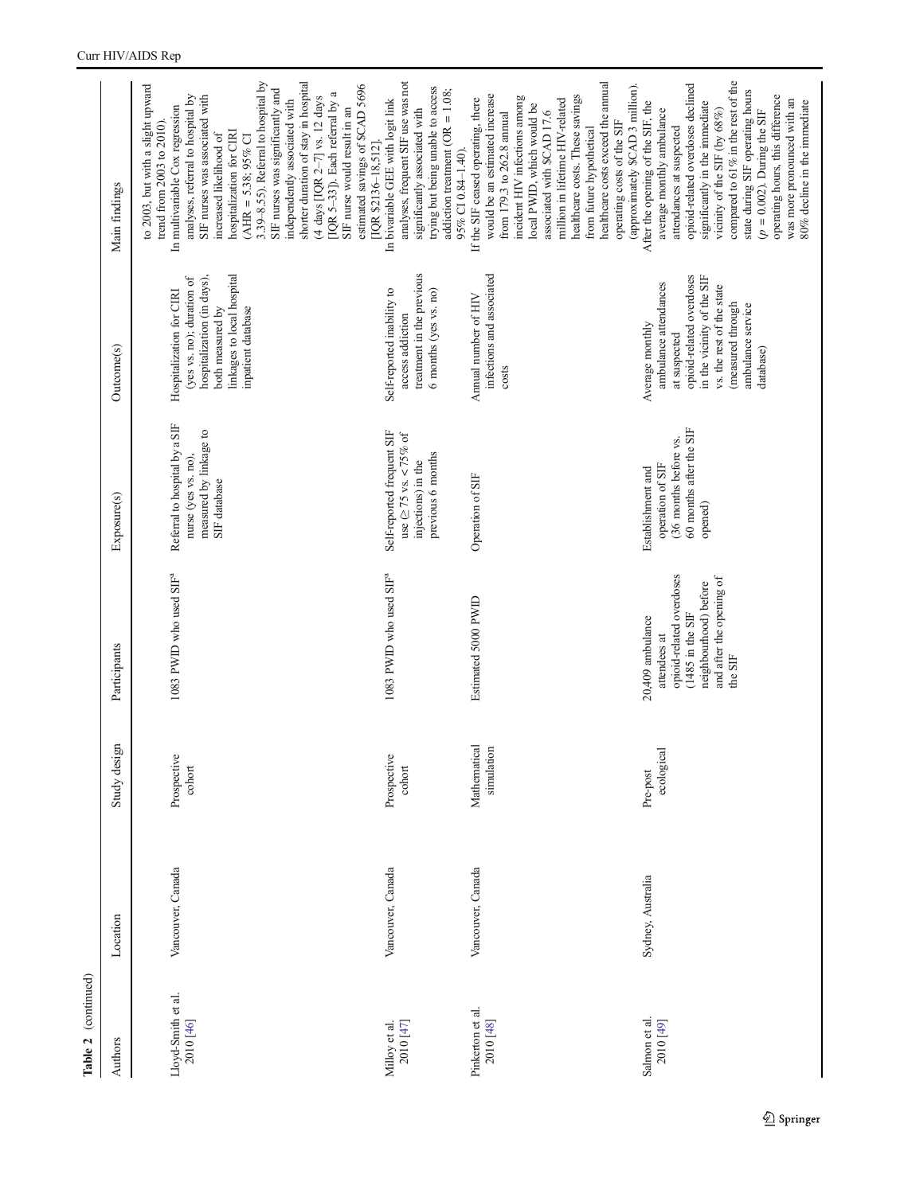**Table 2** (continued)

| Authors | Location | Study design | Participants | Exposure(s) | Outcome(s) | Main findings |
|---|---|---|---|---|---|---|
| | | | | | | to 2003, but with a slight upward trend from 2003 to 2010). |
| Lloyd-Smith et al. 2010 [46] | Vancouver, Canada | Prospective cohort | 1083 PWID who used SIF[a] | Referral to hospital by a SIF nurse (yes vs. no), measured by SIF database | Hospitalization for CIRI (yes vs. no); duration of hospitalization (in days), both measured by linkages to local hospital inpatient database | In multivariable Cox regression analyses, referral to hospital by SIF nurses was associated with increased likelihood of hospitalization for CIRI (AHR = 5.38; 95% CI 3.39–8.55). Referral to hospital by SIF nurses was significantly and independently associated with shorter duration of stay in hospital (4 days [IQR 2–7] vs. 12 days [IQR 5–33]). Each referral by a SIF nurse would result in an estimated savings of $CAD 5696 [IQR $2136–18,512]. |
| Milloy et al. 2010 [47] | Vancouver, Canada | Prospective cohort | 1083 PWID who used SIF[a] | Self-reported frequent SIF use (≥75 vs. <75% of injections) in the previous 6 months | Self-reported inability to access addiction treatment in the previous 6 months (yes vs. no) | In bivariable GEE with logit link analyses, frequent SIF use was not significantly associated with trying but being unable to access addiction treatment (OR = 1.08; 95% CI 0.84–1.40). |
| Pinkerton et al. 2010 [48] | Vancouver, Canada | Mathematical simulation | Estimated 5000 PWID | Operation of SIF | Annual number of HIV infections and associated costs | If the SIF ceased operating, there would be an estimated increase from 179.3 to 262.8 annual incident HIV infections among local PWID, which would be associated with $CAD 17.6 million in lifetime HIV-related healthcare costs. These savings from future hypothetical healthcare costs exceed the annual operating costs of the SIF (approximately $CAD 3 million). |
| Salmon et al. 2010 [49] | Sydney, Australia | Pre-post ecological | 20,409 ambulance attendees at opioid-related overdoses (1485 in the SIF neighbourhood) before and after the opening of the SIF | Establishment and operation of SIF (36 months before vs. 60 months after the SIF opened) | Average monthly ambulance attendances at suspected opioid-related overdoses in the vicinity of the SIF vs. the rest of the state (measured through ambulance service database) | After the opening of the SIF, the average monthly ambulance attendances at suspected opioid-related overdoses declined significantly in the immediate vicinity of the SIF (by 68%) compared to 61% in the rest of the state during SIF operating hours ($p = 0.002$). During the SIF operating hours, this difference was more pronounced with an 80% decline in the immediate |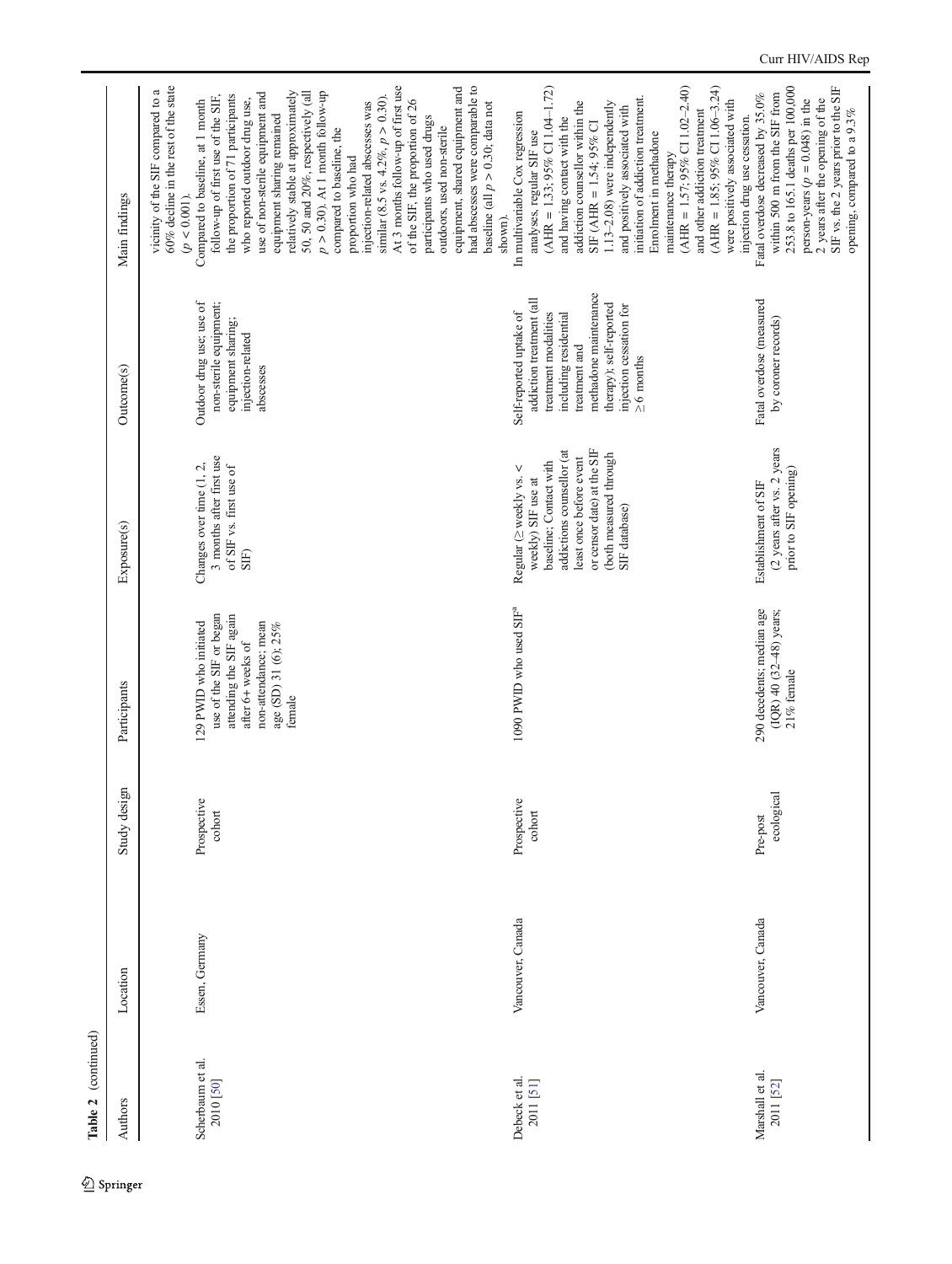**Table 2** (continued)

| Authors | Location | Study design | Participants | Exposure(s) | Outcome(s) | Main findings |
|---|---|---|---|---|---|---|
| | | | | | | vicinity of the SIF compared to a 60% decline in the rest of the state ($p < 0.001$). |
| Scherbaum et al. 2010 [50] | Essen, Germany | Prospective cohort | 129 PWID who initiated use of the SIF or began attending the SIF again after 6+ weeks of non-attendance; mean age (SD) 31 (6); 25% female | Changes over time (1, 2, 3 months after first use of SIF vs. first use of SIF) | Outdoor drug use; use of non-sterile equipment; equipment sharing; injection-related abscesses | Compared to baseline, at 1 month follow-up of first use of the SIF, the proportion of 71 participants who reported outdoor drug use, use of non-sterile equipment and equipment sharing remained relatively stable at approximately 50, 50 and 20%, respectively (all $p > 0.30$). At 1 month follow-up compared to baseline, the proportion who had injection-related abscesses was similar (8.5 vs. 4.2%, $p > 0.30$). At 3 months follow-up of first use of the SIF, the proportion of 26 participants who used drugs outdoors, used non-sterile equipment, shared equipment and had abscesses were comparable to baseline (all $p > 0.30$; data not shown). |
| Debeck et al. 2011 [51] | Vancouver, Canada | Prospective cohort | 1090 PWID who used SIF[a] | Regular (≥ weekly vs. < weekly) SIF use at baseline; Contact with addictions counsellor (at least once before event or censor date) at the SIF (both measured through SIF database) | Self-reported uptake of addiction treatment (all treatment modalities including residential treatment and methadone maintenance therapy); self-reported injection cessation for ≥6 months | In multivariable Cox regression analyses, regular SIF use (AHR = 1.33; 95% CI 1.04–1.72) and having contact with the addiction counsellor within the SIF (AHR = 1.54; 95% CI 1.13–2.08) were independently and positively associated with initiation of addiction treatment. Enrolment in methadone maintenance therapy (AHR = 1.57; 95% CI 1.02–2.40) and other addiction treatment (AHR = 1.85; 95% CI 1.06–3.24) were positively associated with injection drug use cessation. |
| Marshall et al. 2011 [52] | Vancouver, Canada | Pre-post ecological | 290 decedents; median age (IQR) 40 (32–48) years; 21% female | Establishment of SIF (2 years after vs. 2 years prior to SIF opening) | Fatal overdose (measured by coroner records) | Fatal overdose decreased by 35.0% within 500 m from the SIF from 253.8 to 165.1 deaths per 100,000 person-years ($p = 0.048$) in the 2 years after the opening of the SIF vs. the 2 years prior to the SIF opening, compared to a 9.3% |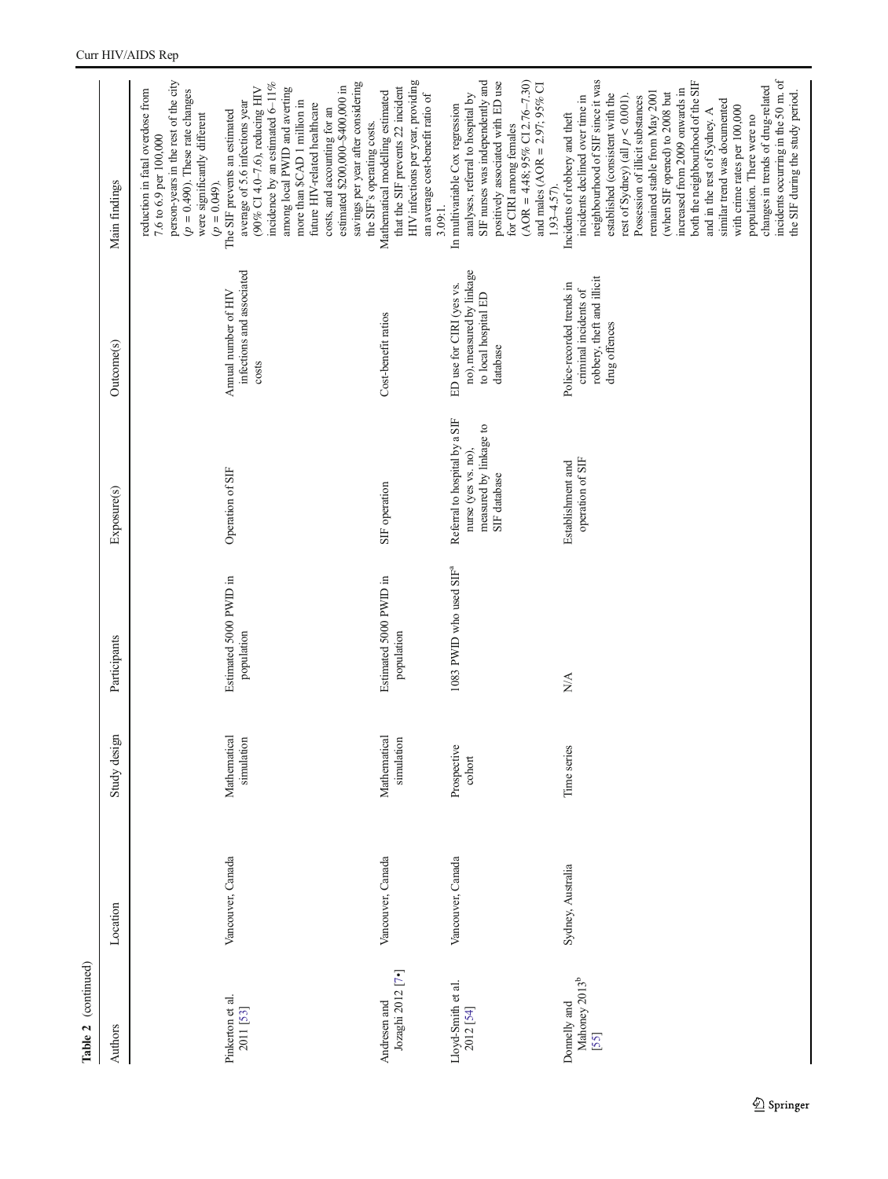**Table 2** (continued)

| Authors | Location | Study design | Participants | Exposure(s) | Outcome(s) | Main findings |
|---|---|---|---|---|---|---|
| | | | | | | reduction in fatal overdose from 7.6 to 6.9 per 100,000 person-years in the rest of the city ($p = 0.490$). These rate changes were significantly different ($p = 0.049$). |
| Pinkerton et al. 2011 [53] | Vancouver, Canada | Mathematical simulation | Estimated 5000 PWID in population | Operation of SIF | Annual number of HIV infections and associated costs | The SIF prevents an estimated average of 5.6 infections year (90% CI 4.0–7.6), reducing HIV incidence by an estimated 6–11% among local PWID and averting more than $CAD 1 million in future HIV-related healthcare costs, and accounting for an estimated $200,000–$400,000 in savings per year after considering the SIF's operating costs. |
| Andresen and Jozaghi 2012 [7•] | Vancouver, Canada | Mathematical simulation | Estimated 5000 PWID in population | SIF operation | Cost-benefit ratios | Mathematical modelling estimated that the SIF prevents 22 incident HIV infections per year, providing an average cost-benefit ratio of 3.09:1. |
| Lloyd-Smith et al. 2012 [54] | Vancouver, Canada | Prospective cohort | 1083 PWID who used SIF[a] | Referral to hospital by a SIF nurse (yes vs. no), measured by linkage to SIF database | ED use for CIRI (yes vs. no), measured by linkage to local hospital ED database | In multivariable Cox regression analyses, referral to hospital by SIF nurses was independently and positively associated with ED use for CIRI among females (AOR = 4.48; 95% CI 2.76–7.30) and males (AOR = 2.97; 95% CI 1.93–4.57). |
| Donnelly and Mahoney 2013[b] [55] | Sydney, Australia | Time series | N/A | Establishment and operation of SIF | Police-recorded trends in criminal incidents of robbery, theft and illicit drug offences | Incidents of robbery and theft incidents declined over time in neighbourhood of SIF since it was established (consistent with the rest of Sydney) (all $p < 0.001$). Possession of illicit substances remained stable from May 2001 (when SIF opened) to 2008 but increased from 2009 onwards in both the neighbourhood of the SIF and in the rest of Sydney. A similar trend was documented with crime rates per 100,000 population. There were no changes in trends of drug-related incidents occurring in the 50 m of the SIF during the study period. |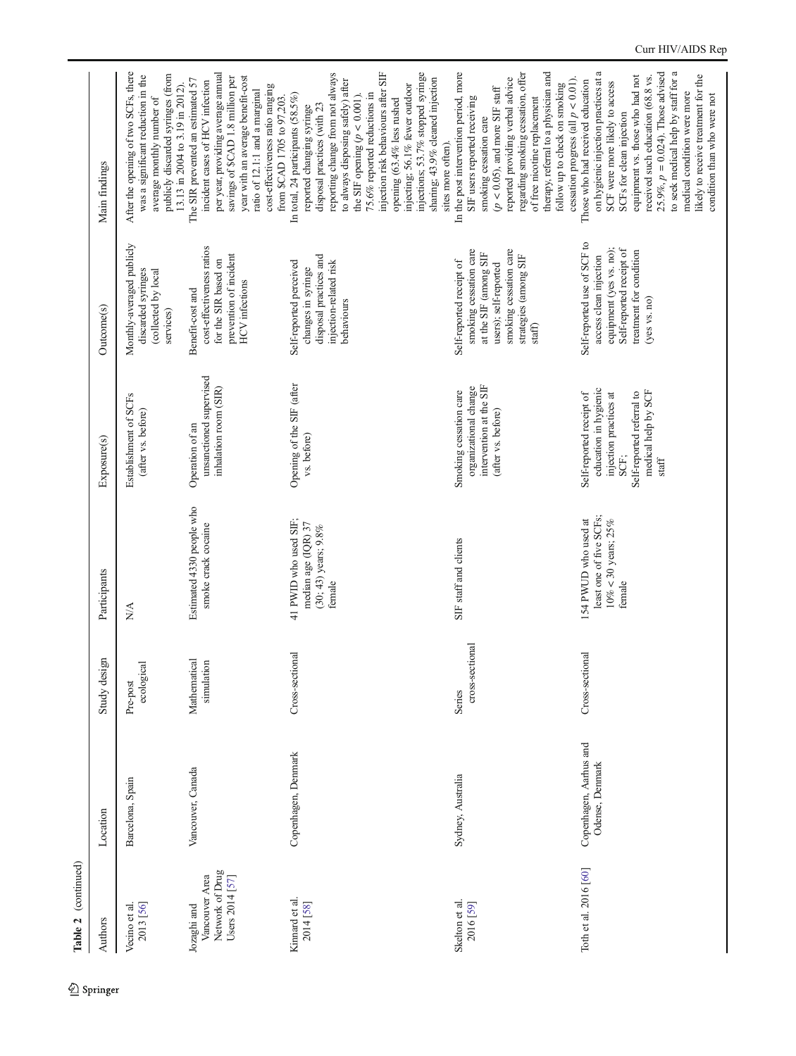**Table 2** (continued)

| Authors | Location | Study design | Participants | Exposure(s) | Outcome(s) | Main findings |
|---|---|---|---|---|---|---|
| Vecino et al. 2013 [56] | Barcelona, Spain | Pre-post ecological | N/A | Establishment of SCFs (after vs. before) | Monthly-averaged publicly discarded syringes (collected by local services) | After the opening of two SCFs, there was a significant reduction in the average monthly number of publicly discarded syringes (from 13.13 in 2004 to 3.19 in 2012). |
| Jozaghi and Vancouver Area Network of Drug Users 2014 [57] | Vancouver, Canada | Mathematical simulation | Estimated 4330 people who smoke crack cocaine | Operation of an unsanctioned supervised inhalation room (SIR) | Benefit-cost and cost-effectiveness ratios for the SIR based on prevention of incident HCV infections | The SIR prevented an estimated 57 incident cases of HCV infection per year, providing average annual savings of \$CAD 1.8 million per year with an average benefit-cost ratio of 12.1:1 and a marginal cost-effectiveness ratio ranging from \$CAD 1705 to 97,203. |
| Kinnard et al. 2014 [58] | Copenhagen, Denmark | Cross-sectional | 41 PWID who used SIF; median age (IQR) 37 (30; 43) years; 9.8% female | Opening of the SIF (after vs. before) | Self-reported perceived changes in syringe disposal practices and injection-related risk behaviours | In total, 24 participants (58.5%) reported changing syringe disposal practices (with 23 reporting change from not always to always disposing safely) after the SIF opening ($p < 0.001$). 75.6% reported reductions in injection risk behaviours after SIF opening (63.4% less rushed injecting; 56.1% fewer outdoor injections; 53.7% stopped syringe sharing; 43.9% cleaned injection sites more often). |
| Skelton et al. 2016 [59] | Sydney, Australia | Series cross-sectional | SIF staff and clients | Smoking cessation care organizational change intervention at the SIF (after vs. before) | Self-reported receipt of smoking cessation care at the SIF (among SIF users); self-reported smoking cessation care strategies (among SIF staff) | In the post intervention period, more SIF users reported receiving smoking cessation care ($p < 0.05$), and more SIF staff reported providing verbal advice regarding smoking cessation, offer of free nicotine replacement therapy, referral to a physician and follow up to check on smoking cessation progress (all $p < 0.01$). |
| Toth et al. 2016 [60] | Copenhagen, Aarhus and Odense, Denmark | Cross-sectional | 154 PWUD who used at least one of five SCFs; 10% < 30 years; 25% female | Self-reported receipt of education in hygienic injection practices at SCF; Self-reported referral to medical help by SCF staff | Self-reported use of SCF to access clean injection equipment (yes vs. no); Self-reported receipt of treatment for condition (yes vs. no) | Those who had received education on hygienic injection practices at a SCF were more likely to access SCFs for clean injection equipment vs. those who had not received such education (68.8 vs. 25.9%, $p = 0.024$). Those advised to seek medical help by staff for a medical condition were more likely to receive treatment for the condition than who were not |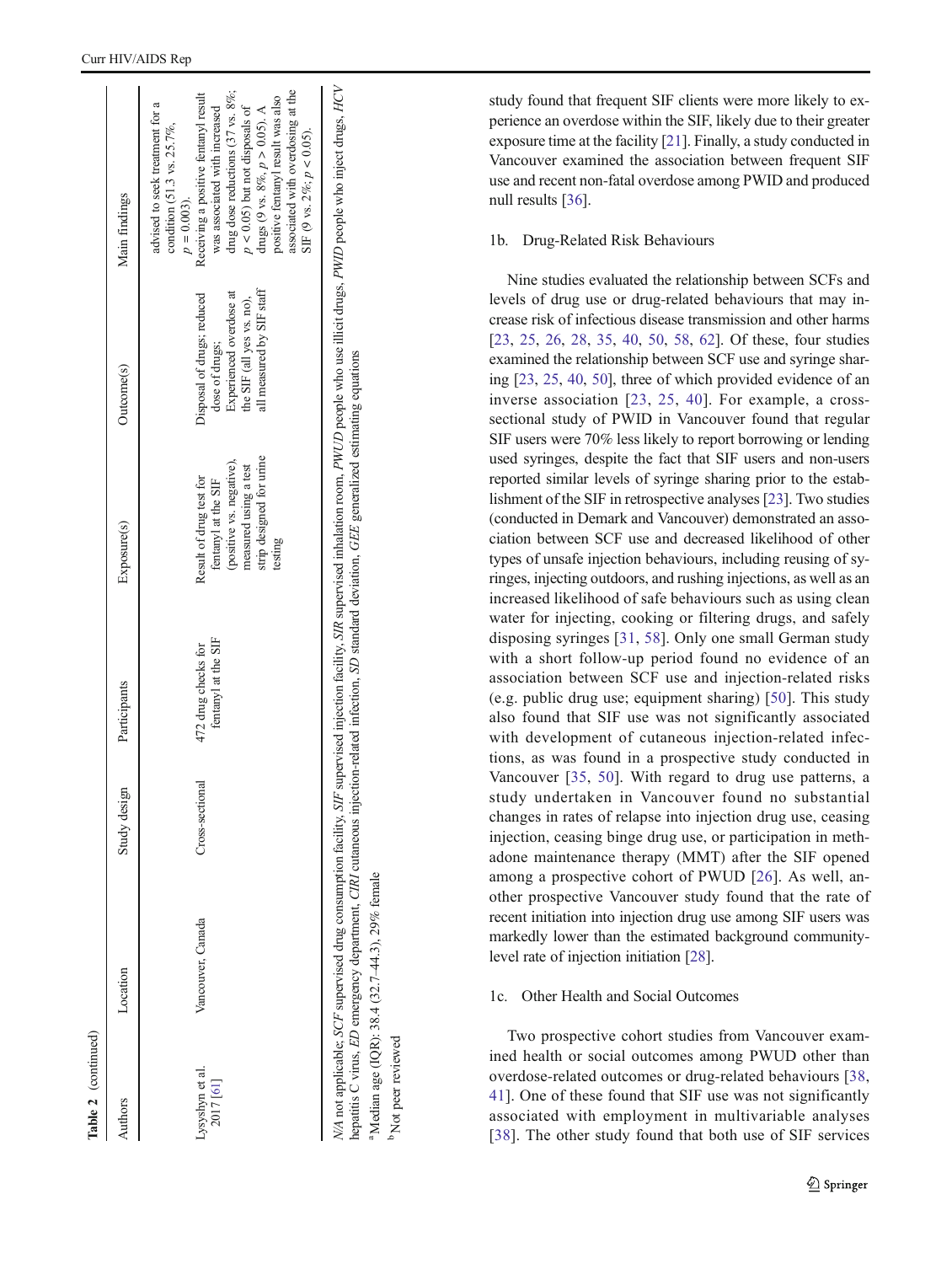**Table 2** (continued)

| Authors | Location | Study design | Participants | Exposure(s) | Outcome(s) | Main findings |
|---|---|---|---|---|---|---|
| | | | | | | advised to seek treatment for a condition (51.3 vs. 25.7%, $p = 0.003$). |
| Lysyshyn et al. 2017 [61] | Vancouver, Canada | Cross-sectional | 472 drug checks for fentanyl at the SIF | Result of drug test for fentanyl at the SIF (positive vs. negative), measured using a test strip designed for urine testing | Disposal of drugs; reduced dose of drugs; Experienced overdose at the SIF (all yes vs. no), all measured by SIF staff | Receiving a positive fentanyl result was associated with increased drug dose reductions (37 vs. 8%; $p < 0.05$) but not disposals of drugs (9 vs. 8%, $p > 0.05$). A positive fentanyl result was also associated with overdosing at the SIF (9 vs. 2%; $p < 0.05$). |

*N/A* not applicable, *SCF* supervised drug consumption facility, *SIF* supervised injection facility, *SIR* supervised inhalation room, *PWUD* people who use illicit drugs, *PWID* people who inject drugs, *HCV* hepatitis C virus, *ED* emergency department, *CIRI* cutaneous injection-related infection, *SD* standard deviation, *GEE* generalized estimating equations

[a] Median age (IQR): 38.4 (32.7–44.3), 29% female

[b] Not peer reviewed

study found that frequent SIF clients were more likely to experience an overdose within the SIF, likely due to their greater exposure time at the facility [21]. Finally, a study conducted in Vancouver examined the association between frequent SIF use and recent non-fatal overdose among PWID and produced null results [36].

1b. Drug-Related Risk Behaviours

Nine studies evaluated the relationship between SCFs and levels of drug use or drug-related behaviours that may increase risk of infectious disease transmission and other harms [23, 25, 26, 28, 35, 40, 50, 58, 62]. Of these, four studies examined the relationship between SCF use and syringe sharing [23, 25, 40, 50], three of which provided evidence of an inverse association [23, 25, 40]. For example, a cross-sectional study of PWID in Vancouver found that regular SIF users were 70% less likely to report borrowing or lending used syringes, despite the fact that SIF users and non-users reported similar levels of syringe sharing prior to the establishment of the SIF in retrospective analyses [23]. Two studies (conducted in Demark and Vancouver) demonstrated an association between SCF use and decreased likelihood of other types of unsafe injection behaviours, including reusing of syringes, injecting outdoors, and rushing injections, as well as an increased likelihood of safe behaviours such as using clean water for injecting, cooking or filtering drugs, and safely disposing syringes [31, 58]. Only one small German study with a short follow-up period found no evidence of an association between SCF use and injection-related risks (e.g. public drug use; equipment sharing) [50]. This study also found that SIF use was not significantly associated with development of cutaneous injection-related infections, as was found in a prospective study conducted in Vancouver [35, 50]. With regard to drug use patterns, a study undertaken in Vancouver found no substantial changes in rates of relapse into injection drug use, ceasing injection, ceasing binge drug use, or participation in methadone maintenance therapy (MMT) after the SIF opened among a prospective cohort of PWUD [26]. As well, another prospective Vancouver study found that the rate of recent initiation into injection drug use among SIF users was markedly lower than the estimated background community-level rate of injection initiation [28].

1c. Other Health and Social Outcomes

Two prospective cohort studies from Vancouver examined health or social outcomes among PWUD other than overdose-related outcomes or drug-related behaviours [38, 41]. One of these found that SIF use was not significantly associated with employment in multivariable analyses [38]. The other study found that both use of SIF services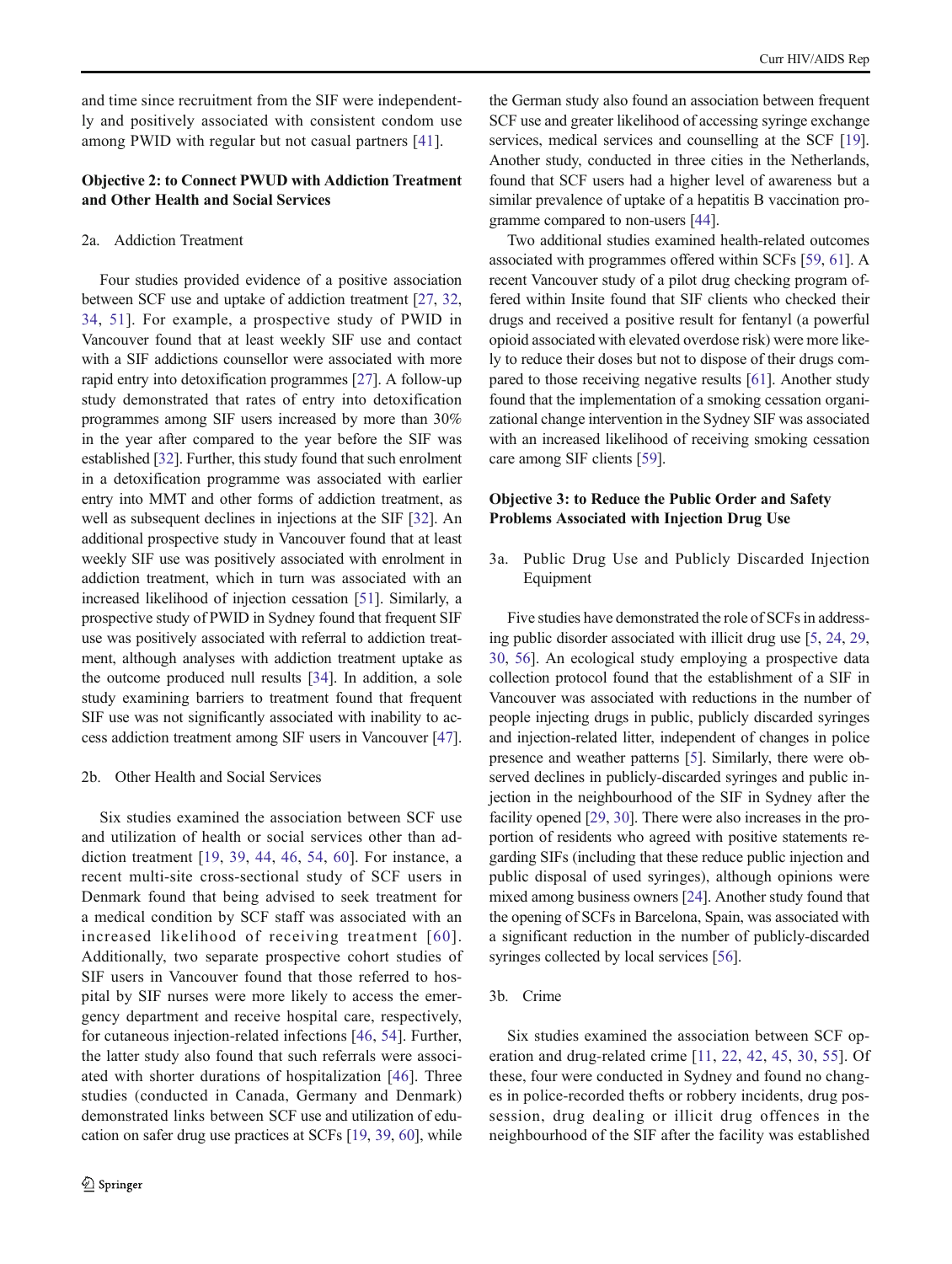and time since recruitment from the SIF were independently and positively associated with consistent condom use among PWID with regular but not casual partners [41].

### Objective 2: to Connect PWUD with Addiction Treatment and Other Health and Social Services

#### 2a. Addiction Treatment

Four studies provided evidence of a positive association between SCF use and uptake of addiction treatment [27, 32, 34, 51]. For example, a prospective study of PWID in Vancouver found that at least weekly SIF use and contact with a SIF addictions counsellor were associated with more rapid entry into detoxification programmes [27]. A follow-up study demonstrated that rates of entry into detoxification programmes among SIF users increased by more than 30% in the year after compared to the year before the SIF was established [32]. Further, this study found that such enrolment in a detoxification programme was associated with earlier entry into MMT and other forms of addiction treatment, as well as subsequent declines in injections at the SIF [32]. An additional prospective study in Vancouver found that at least weekly SIF use was positively associated with enrolment in addiction treatment, which in turn was associated with an increased likelihood of injection cessation [51]. Similarly, a prospective study of PWID in Sydney found that frequent SIF use was positively associated with referral to addiction treatment, although analyses with addiction treatment uptake as the outcome produced null results [34]. In addition, a sole study examining barriers to treatment found that frequent SIF use was not significantly associated with inability to access addiction treatment among SIF users in Vancouver [47].

#### 2b. Other Health and Social Services

Six studies examined the association between SCF use and utilization of health or social services other than addiction treatment [19, 39, 44, 46, 54, 60]. For instance, a recent multi-site cross-sectional study of SCF users in Denmark found that being advised to seek treatment for a medical condition by SCF staff was associated with an increased likelihood of receiving treatment [60]. Additionally, two separate prospective cohort studies of SIF users in Vancouver found that those referred to hospital by SIF nurses were more likely to access the emergency department and receive hospital care, respectively, for cutaneous injection-related infections [46, 54]. Further, the latter study also found that such referrals were associated with shorter durations of hospitalization [46]. Three studies (conducted in Canada, Germany and Denmark) demonstrated links between SCF use and utilization of education on safer drug use practices at SCFs [19, 39, 60], while the German study also found an association between frequent SCF use and greater likelihood of accessing syringe exchange services, medical services and counselling at the SCF [19]. Another study, conducted in three cities in the Netherlands, found that SCF users had a higher level of awareness but a similar prevalence of uptake of a hepatitis B vaccination programme compared to non-users [44].

Two additional studies examined health-related outcomes associated with programmes offered within SCFs [59, 61]. A recent Vancouver study of a pilot drug checking program offered within Insite found that SIF clients who checked their drugs and received a positive result for fentanyl (a powerful opioid associated with elevated overdose risk) were more likely to reduce their doses but not to dispose of their drugs compared to those receiving negative results [61]. Another study found that the implementation of a smoking cessation organizational change intervention in the Sydney SIF was associated with an increased likelihood of receiving smoking cessation care among SIF clients [59].

### Objective 3: to Reduce the Public Order and Safety Problems Associated with Injection Drug Use

#### 3a. Public Drug Use and Publicly Discarded Injection Equipment

Five studies have demonstrated the role of SCFs in addressing public disorder associated with illicit drug use [5, 24, 29, 30, 56]. An ecological study employing a prospective data collection protocol found that the establishment of a SIF in Vancouver was associated with reductions in the number of people injecting drugs in public, publicly discarded syringes and injection-related litter, independent of changes in police presence and weather patterns [5]. Similarly, there were observed declines in publicly-discarded syringes and public injection in the neighbourhood of the SIF in Sydney after the facility opened [29, 30]. There were also increases in the proportion of residents who agreed with positive statements regarding SIFs (including that these reduce public injection and public disposal of used syringes), although opinions were mixed among business owners [24]. Another study found that the opening of SCFs in Barcelona, Spain, was associated with a significant reduction in the number of publicly-discarded syringes collected by local services [56].

#### 3b. Crime

Six studies examined the association between SCF operation and drug-related crime [11, 22, 42, 45, 30, 55]. Of these, four were conducted in Sydney and found no changes in police-recorded thefts or robbery incidents, drug possession, drug dealing or illicit drug offences in the neighbourhood of the SIF after the facility was established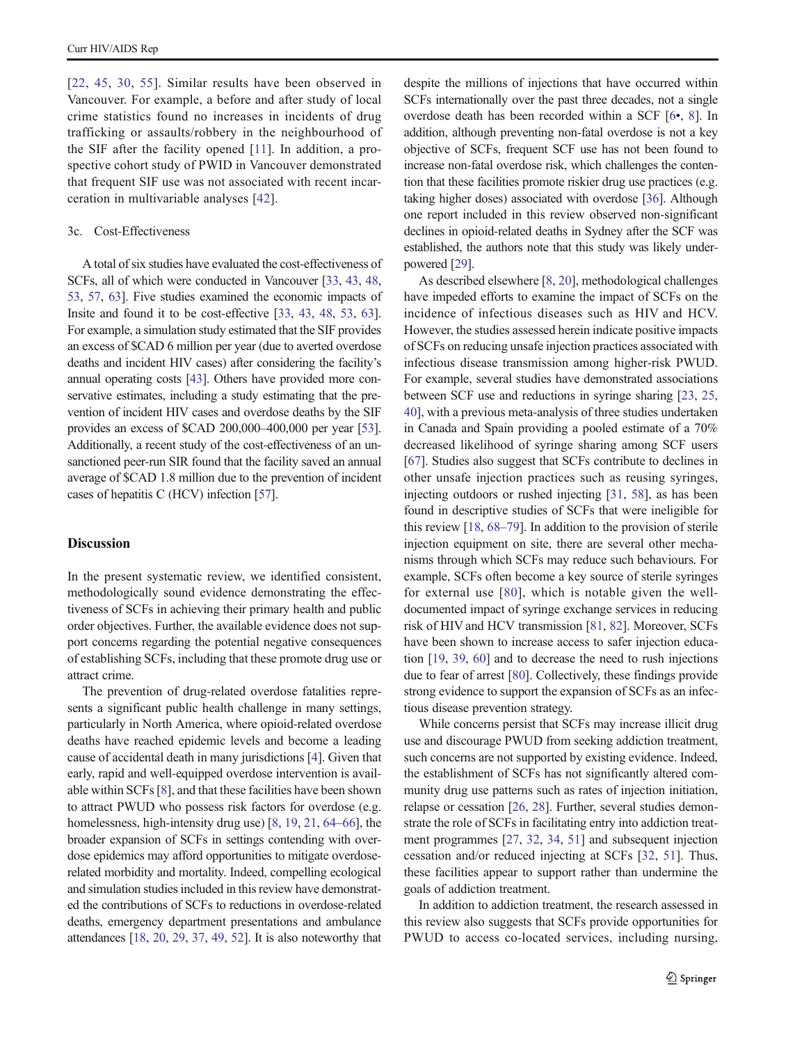[22, 45, 30, 55]. Similar results have been observed in Vancouver. For example, a before and after study of local crime statistics found no increases in incidents of drug trafficking or assaults/robbery in the neighbourhood of the SIF after the facility opened [11]. In addition, a prospective cohort study of PWID in Vancouver demonstrated that frequent SIF use was not associated with recent incarceration in multivariable analyses [42].

3c. Cost-Effectiveness

A total of six studies have evaluated the cost-effectiveness of SCFs, all of which were conducted in Vancouver [33, 43, 48, 53, 57, 63]. Five studies examined the economic impacts of Insite and found it to be cost-effective [33, 43, 48, 53, 63]. For example, a simulation study estimated that the SIF provides an excess of $CAD 6 million per year (due to averted overdose deaths and incident HIV cases) after considering the facility's annual operating costs [43]. Others have provided more conservative estimates, including a study estimating that the prevention of incident HIV cases and overdose deaths by the SIF provides an excess of $CAD 200,000–400,000 per year [53]. Additionally, a recent study of the cost-effectiveness of an unsanctioned peer-run SIR found that the facility saved an annual average of $CAD 1.8 million due to the prevention of incident cases of hepatitis C (HCV) infection [57].

## Discussion

In the present systematic review, we identified consistent, methodologically sound evidence demonstrating the effectiveness of SCFs in achieving their primary health and public order objectives. Further, the available evidence does not support concerns regarding the potential negative consequences of establishing SCFs, including that these promote drug use or attract crime.

The prevention of drug-related overdose fatalities represents a significant public health challenge in many settings, particularly in North America, where opioid-related overdose deaths have reached epidemic levels and become a leading cause of accidental death in many jurisdictions [4]. Given that early, rapid and well-equipped overdose intervention is available within SCFs [8], and that these facilities have been shown to attract PWUD who possess risk factors for overdose (e.g. homelessness, high-intensity drug use) [8, 19, 21, 64–66], the broader expansion of SCFs in settings contending with overdose epidemics may afford opportunities to mitigate overdose-related morbidity and mortality. Indeed, compelling ecological and simulation studies included in this review have demonstrated the contributions of SCFs to reductions in overdose-related deaths, emergency department presentations and ambulance attendances [18, 20, 29, 37, 49, 52]. It is also noteworthy that despite the millions of injections that have occurred within SCFs internationally over the past three decades, not a single overdose death has been recorded within a SCF [6•, 8]. In addition, although preventing non-fatal overdose is not a key objective of SCFs, frequent SCF use has not been found to increase non-fatal overdose risk, which challenges the contention that these facilities promote riskier drug use practices (e.g. taking higher doses) associated with overdose [36]. Although one report included in this review observed non-significant declines in opioid-related deaths in Sydney after the SCF was established, the authors note that this study was likely underpowered [29].

As described elsewhere [8, 20], methodological challenges have impeded efforts to examine the impact of SCFs on the incidence of infectious diseases such as HIV and HCV. However, the studies assessed herein indicate positive impacts of SCFs on reducing unsafe injection practices associated with infectious disease transmission among higher-risk PWUD. For example, several studies have demonstrated associations between SCF use and reductions in syringe sharing [23, 25, 40], with a previous meta-analysis of three studies undertaken in Canada and Spain providing a pooled estimate of a 70% decreased likelihood of syringe sharing among SCF users [67]. Studies also suggest that SCFs contribute to declines in other unsafe injection practices such as reusing syringes, injecting outdoors or rushed injecting [31, 58], as has been found in descriptive studies of SCFs that were ineligible for this review [18, 68–79]. In addition to the provision of sterile injection equipment on site, there are several other mechanisms through which SCFs may reduce such behaviours. For example, SCFs often become a key source of sterile syringes for external use [80], which is notable given the well-documented impact of syringe exchange services in reducing risk of HIV and HCV transmission [81, 82]. Moreover, SCFs have been shown to increase access to safer injection education [19, 39, 60] and to decrease the need to rush injections due to fear of arrest [80]. Collectively, these findings provide strong evidence to support the expansion of SCFs as an infectious disease prevention strategy.

While concerns persist that SCFs may increase illicit drug use and discourage PWUD from seeking addiction treatment, such concerns are not supported by existing evidence. Indeed, the establishment of SCFs has not significantly altered community drug use patterns such as rates of injection initiation, relapse or cessation [26, 28]. Further, several studies demonstrate the role of SCFs in facilitating entry into addiction treatment programmes [27, 32, 34, 51] and subsequent injection cessation and/or reduced injecting at SCFs [32, 51]. Thus, these facilities appear to support rather than undermine the goals of addiction treatment.

In addition to addiction treatment, the research assessed in this review also suggests that SCFs provide opportunities for PWUD to access co-located services, including nursing,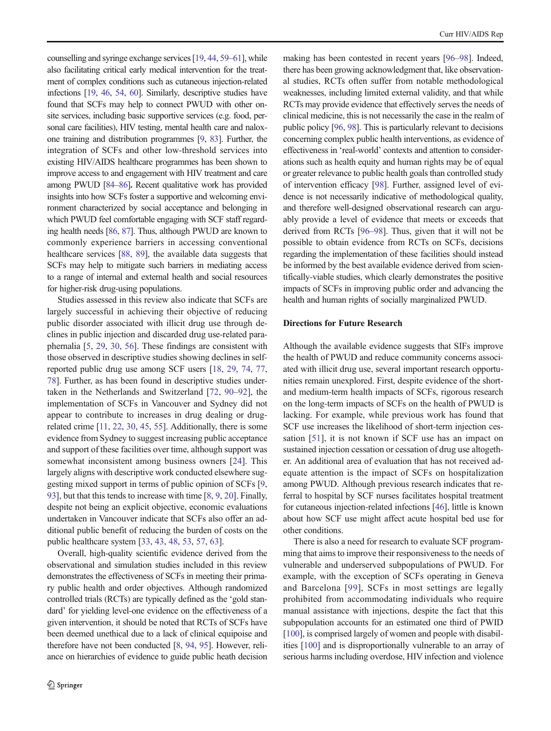counselling and syringe exchange services [19, 44, 59–61], while also facilitating critical early medical intervention for the treatment of complex conditions such as cutaneous injection-related infections [19, 46, 54, 60]. Similarly, descriptive studies have found that SCFs may help to connect PWUD with other on-site services, including basic supportive services (e.g. food, personal care facilities), HIV testing, mental health care and naloxone training and distribution programmes [9, 83]. Further, the integration of SCFs and other low-threshold services into existing HIV/AIDS healthcare programmes has been shown to improve access to and engagement with HIV treatment and care among PWUD [84–86]**.** Recent qualitative work has provided insights into how SCFs foster a supportive and welcoming environment characterized by social acceptance and belonging in which PWUD feel comfortable engaging with SCF staff regarding health needs [86, 87]. Thus, although PWUD are known to commonly experience barriers in accessing conventional healthcare services [88, 89], the available data suggests that SCFs may help to mitigate such barriers in mediating access to a range of internal and external health and social resources for higher-risk drug-using populations.

Studies assessed in this review also indicate that SCFs are largely successful in achieving their objective of reducing public disorder associated with illicit drug use through declines in public injection and discarded drug use-related paraphernalia [5, 29, 30, 56]. These findings are consistent with those observed in descriptive studies showing declines in self-reported public drug use among SCF users [18, 29, 74, 77, 78]. Further, as has been found in descriptive studies undertaken in the Netherlands and Switzerland [72, 90–92], the implementation of SCFs in Vancouver and Sydney did not appear to contribute to increases in drug dealing or drug-related crime [11, 22, 30, 45, 55]. Additionally, there is some evidence from Sydney to suggest increasing public acceptance and support of these facilities over time, although support was somewhat inconsistent among business owners [24]. This largely aligns with descriptive work conducted elsewhere suggesting mixed support in terms of public opinion of SCFs [9, 93], but that this tends to increase with time [8, 9, 20]. Finally, despite not being an explicit objective, economic evaluations undertaken in Vancouver indicate that SCFs also offer an additional public benefit of reducing the burden of costs on the public healthcare system [33, 43, 48, 53, 57, 63].

Overall, high-quality scientific evidence derived from the observational and simulation studies included in this review demonstrates the effectiveness of SCFs in meeting their primary public health and order objectives. Although randomized controlled trials (RCTs) are typically defined as the 'gold standard' for yielding level-one evidence on the effectiveness of a given intervention, it should be noted that RCTs of SCFs have been deemed unethical due to a lack of clinical equipoise and therefore have not been conducted [8, 94, 95]. However, reliance on hierarchies of evidence to guide public heath decision making has been contested in recent years [96–98]. Indeed, there has been growing acknowledgment that, like observational studies, RCTs often suffer from notable methodological weaknesses, including limited external validity, and that while RCTs may provide evidence that effectively serves the needs of clinical medicine, this is not necessarily the case in the realm of public policy [96, 98]. This is particularly relevant to decisions concerning complex public health interventions, as evidence of effectiveness in 'real-world' contexts and attention to considerations such as health equity and human rights may be of equal or greater relevance to public health goals than controlled study of intervention efficacy [98]. Further, assigned level of evidence is not necessarily indicative of methodological quality, and therefore well-designed observational research can arguably provide a level of evidence that meets or exceeds that derived from RCTs [96–98]. Thus, given that it will not be possible to obtain evidence from RCTs on SCFs, decisions regarding the implementation of these facilities should instead be informed by the best available evidence derived from scientifically-viable studies, which clearly demonstrates the positive impacts of SCFs in improving public order and advancing the health and human rights of socially marginalized PWUD.

### Directions for Future Research

Although the available evidence suggests that SIFs improve the health of PWUD and reduce community concerns associated with illicit drug use, several important research opportunities remain unexplored. First, despite evidence of the short- and medium-term health impacts of SCFs, rigorous research on the long-term impacts of SCFs on the health of PWUD is lacking. For example, while previous work has found that SCF use increases the likelihood of short-term injection cessation [51], it is not known if SCF use has an impact on sustained injection cessation or cessation of drug use altogether. An additional area of evaluation that has not received adequate attention is the impact of SCFs on hospitalization among PWUD. Although previous research indicates that referral to hospital by SCF nurses facilitates hospital treatment for cutaneous injection-related infections [46], little is known about how SCF use might affect acute hospital bed use for other conditions.

There is also a need for research to evaluate SCF programming that aims to improve their responsiveness to the needs of vulnerable and underserved subpopulations of PWUD. For example, with the exception of SCFs operating in Geneva and Barcelona [99], SCFs in most settings are legally prohibited from accommodating individuals who require manual assistance with injections, despite the fact that this subpopulation accounts for an estimated one third of PWID [100], is comprised largely of women and people with disabilities [100] and is disproportionally vulnerable to an array of serious harms including overdose, HIV infection and violence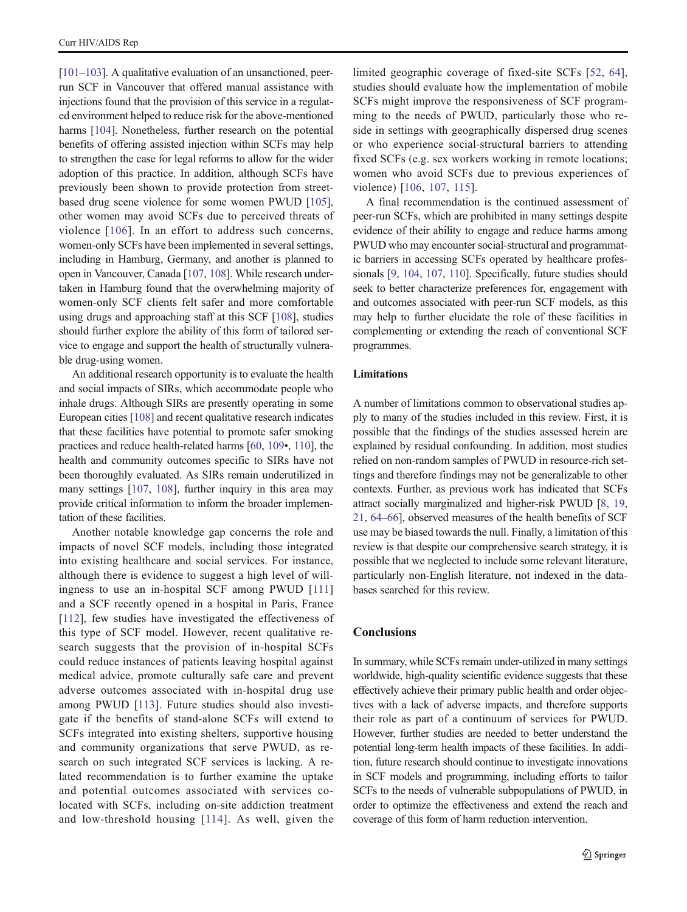[101–103]. A qualitative evaluation of an unsanctioned, peer-run SCF in Vancouver that offered manual assistance with injections found that the provision of this service in a regulated environment helped to reduce risk for the above-mentioned harms [104]. Nonetheless, further research on the potential benefits of offering assisted injection within SCFs may help to strengthen the case for legal reforms to allow for the wider adoption of this practice. In addition, although SCFs have previously been shown to provide protection from street-based drug scene violence for some women PWUD [105], other women may avoid SCFs due to perceived threats of violence [106]. In an effort to address such concerns, women-only SCFs have been implemented in several settings, including in Hamburg, Germany, and another is planned to open in Vancouver, Canada [107, 108]. While research undertaken in Hamburg found that the overwhelming majority of women-only SCF clients felt safer and more comfortable using drugs and approaching staff at this SCF [108], studies should further explore the ability of this form of tailored service to engage and support the health of structurally vulnerable drug-using women.

An additional research opportunity is to evaluate the health and social impacts of SIRs, which accommodate people who inhale drugs. Although SIRs are presently operating in some European cities [108] and recent qualitative research indicates that these facilities have potential to promote safer smoking practices and reduce health-related harms [60, 109•, 110], the health and community outcomes specific to SIRs have not been thoroughly evaluated. As SIRs remain underutilized in many settings [107, 108], further inquiry in this area may provide critical information to inform the broader implementation of these facilities.

Another notable knowledge gap concerns the role and impacts of novel SCF models, including those integrated into existing healthcare and social services. For instance, although there is evidence to suggest a high level of willingness to use an in-hospital SCF among PWUD [111] and a SCF recently opened in a hospital in Paris, France [112], few studies have investigated the effectiveness of this type of SCF model. However, recent qualitative research suggests that the provision of in-hospital SCFs could reduce instances of patients leaving hospital against medical advice, promote culturally safe care and prevent adverse outcomes associated with in-hospital drug use among PWUD [113]. Future studies should also investigate if the benefits of stand-alone SCFs will extend to SCFs integrated into existing shelters, supportive housing and community organizations that serve PWUD, as research on such integrated SCF services is lacking. A related recommendation is to further examine the uptake and potential outcomes associated with services co-located with SCFs, including on-site addiction treatment and low-threshold housing [114]. As well, given the limited geographic coverage of fixed-site SCFs [52, 64], studies should evaluate how the implementation of mobile SCFs might improve the responsiveness of SCF programming to the needs of PWUD, particularly those who reside in settings with geographically dispersed drug scenes or who experience social-structural barriers to attending fixed SCFs (e.g. sex workers working in remote locations; women who avoid SCFs due to previous experiences of violence) [106, 107, 115].

A final recommendation is the continued assessment of peer-run SCFs, which are prohibited in many settings despite evidence of their ability to engage and reduce harms among PWUD who may encounter social-structural and programmatic barriers in accessing SCFs operated by healthcare professionals [9, 104, 107, 110]. Specifically, future studies should seek to better characterize preferences for, engagement with and outcomes associated with peer-run SCF models, as this may help to further elucidate the role of these facilities in complementing or extending the reach of conventional SCF programmes.

### Limitations

A number of limitations common to observational studies apply to many of the studies included in this review. First, it is possible that the findings of the studies assessed herein are explained by residual confounding. In addition, most studies relied on non-random samples of PWUD in resource-rich settings and therefore findings may not be generalizable to other contexts. Further, as previous work has indicated that SCFs attract socially marginalized and higher-risk PWUD [8, 19, 21, 64–66], observed measures of the health benefits of SCF use may be biased towards the null. Finally, a limitation of this review is that despite our comprehensive search strategy, it is possible that we neglected to include some relevant literature, particularly non-English literature, not indexed in the databases searched for this review.

## Conclusions

In summary, while SCFs remain under-utilized in many settings worldwide, high-quality scientific evidence suggests that these effectively achieve their primary public health and order objectives with a lack of adverse impacts, and therefore supports their role as part of a continuum of services for PWUD. However, further studies are needed to better understand the potential long-term health impacts of these facilities. In addition, future research should continue to investigate innovations in SCF models and programming, including efforts to tailor SCFs to the needs of vulnerable subpopulations of PWUD, in order to optimize the effectiveness and extend the reach and coverage of this form of harm reduction intervention.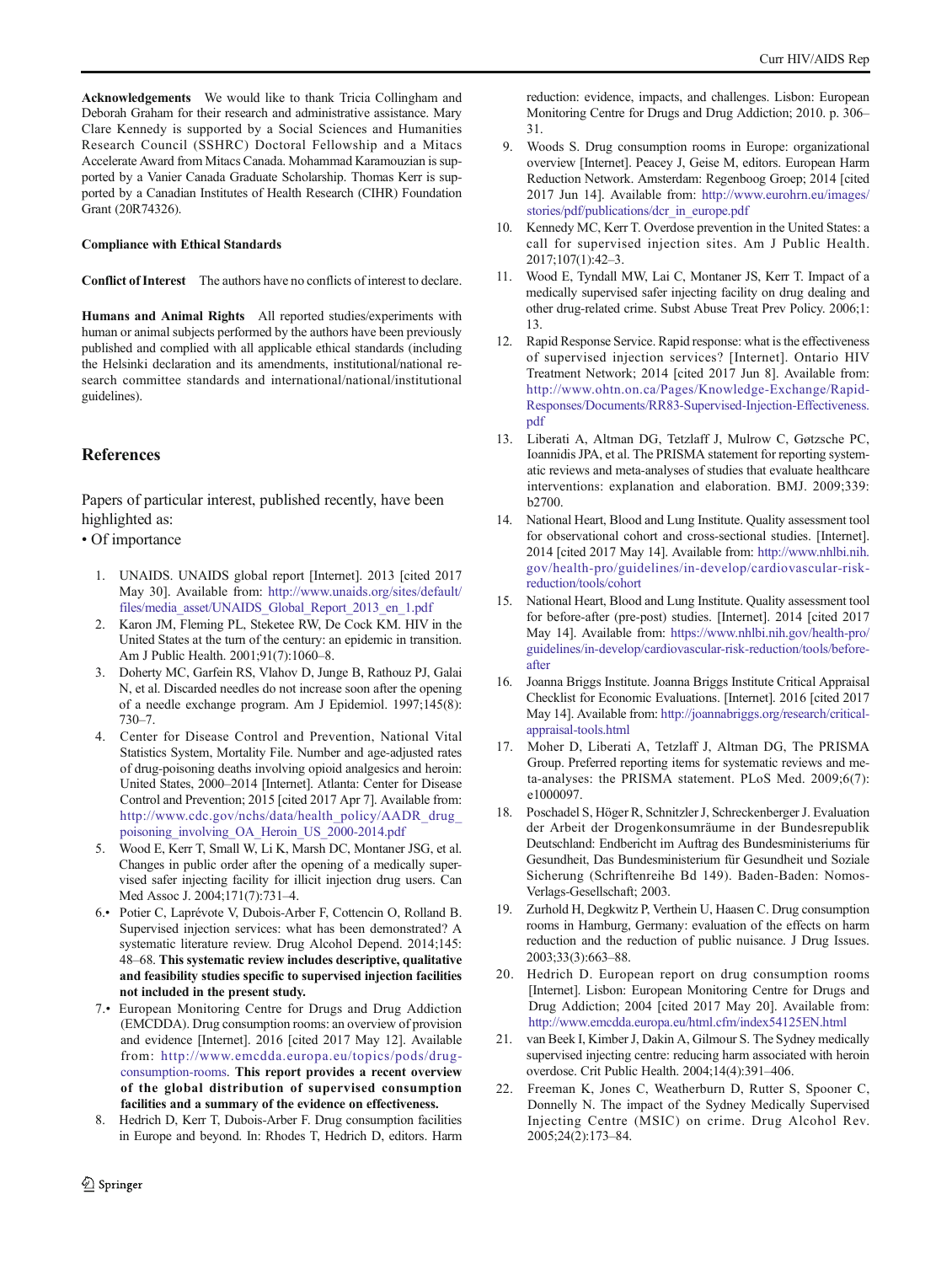**Acknowledgements** We would like to thank Tricia Collingham and Deborah Graham for their research and administrative assistance. Mary Clare Kennedy is supported by a Social Sciences and Humanities Research Council (SSHRC) Doctoral Fellowship and a Mitacs Accelerate Award from Mitacs Canada. Mohammad Karamouzian is supported by a Vanier Canada Graduate Scholarship. Thomas Kerr is supported by a Canadian Institutes of Health Research (CIHR) Foundation Grant (20R74326).

**Compliance with Ethical Standards**

**Conflict of Interest** The authors have no conflicts of interest to declare.

**Humans and Animal Rights** All reported studies/experiments with human or animal subjects performed by the authors have been previously published and complied with all applicable ethical standards (including the Helsinki declaration and its amendments, institutional/national research committee standards and international/national/institutional guidelines).

## References

Papers of particular interest, published recently, have been highlighted as:
• Of importance

1. UNAIDS. UNAIDS global report [Internet]. 2013 [cited 2017 May 30]. Available from: http://www.unaids.org/sites/default/files/media_asset/UNAIDS_Global_Report_2013_en_1.pdf
2. Karon JM, Fleming PL, Steketee RW, De Cock KM. HIV in the United States at the turn of the century: an epidemic in transition. Am J Public Health. 2001;91(7):1060–8.
3. Doherty MC, Garfein RS, Vlahov D, Junge B, Rathouz PJ, Galai N, et al. Discarded needles do not increase soon after the opening of a needle exchange program. Am J Epidemiol. 1997;145(8): 730–7.
4. Center for Disease Control and Prevention, National Vital Statistics System, Mortality File. Number and age-adjusted rates of drug-poisoning deaths involving opioid analgesics and heroin: United States, 2000–2014 [Internet]. Atlanta: Center for Disease Control and Prevention; 2015 [cited 2017 Apr 7]. Available from: http://www.cdc.gov/nchs/data/health_policy/AADR_drug_poisoning_involving_OA_Heroin_US_2000-2014.pdf
5. Wood E, Kerr T, Small W, Li K, Marsh DC, Montaner JSG, et al. Changes in public order after the opening of a medically supervised safer injecting facility for illicit injection drug users. Can Med Assoc J. 2004;171(7):731–4.
6. • Potier C, Laprévote V, Dubois-Arber F, Cottencin O, Rolland B. Supervised injection services: what has been demonstrated? A systematic literature review. Drug Alcohol Depend. 2014;145: 48–68. **This systematic review includes descriptive, qualitative and feasibility studies specific to supervised injection facilities not included in the present study.**
7. • European Monitoring Centre for Drugs and Drug Addiction (EMCDDA). Drug consumption rooms: an overview of provision and evidence [Internet]. 2016 [cited 2017 May 12]. Available from: http://www.emcdda.europa.eu/topics/pods/drug-consumption-rooms. **This report provides a recent overview of the global distribution of supervised consumption facilities and a summary of the evidence on effectiveness.**
8. Hedrich D, Kerr T, Dubois-Arber F. Drug consumption facilities in Europe and beyond. In: Rhodes T, Hedrich D, editors. Harm reduction: evidence, impacts, and challenges. Lisbon: European Monitoring Centre for Drugs and Drug Addiction; 2010. p. 306–31.
9. Woods S. Drug consumption rooms in Europe: organizational overview [Internet]. Peacey J, Geise M, editors. European Harm Reduction Network. Amsterdam: Regenboog Groep; 2014 [cited 2017 Jun 14]. Available from: http://www.eurohrn.eu/images/stories/pdf/publications/dcr_in_europe.pdf
10. Kennedy MC, Kerr T. Overdose prevention in the United States: a call for supervised injection sites. Am J Public Health. 2017;107(1):42–3.
11. Wood E, Tyndall MW, Lai C, Montaner JS, Kerr T. Impact of a medically supervised safer injecting facility on drug dealing and other drug-related crime. Subst Abuse Treat Prev Policy. 2006;1: 13.
12. Rapid Response Service. Rapid response: what is the effectiveness of supervised injection services? [Internet]. Ontario HIV Treatment Network; 2014 [cited 2017 Jun 8]. Available from: http://www.ohtn.on.ca/Pages/Knowledge-Exchange/Rapid-Responses/Documents/RR83-Supervised-Injection-Effectiveness.pdf
13. Liberati A, Altman DG, Tetzlaff J, Mulrow C, Gøtzsche PC, Ioannidis JPA, et al. The PRISMA statement for reporting systematic reviews and meta-analyses of studies that evaluate healthcare interventions: explanation and elaboration. BMJ. 2009;339: b2700.
14. National Heart, Blood and Lung Institute. Quality assessment tool for observational cohort and cross-sectional studies. [Internet]. 2014 [cited 2017 May 14]. Available from: http://www.nhlbi.nih.gov/health-pro/guidelines/in-develop/cardiovascular-risk-reduction/tools/cohort
15. National Heart, Blood and Lung Institute. Quality assessment tool for before-after (pre-post) studies. [Internet]. 2014 [cited 2017 May 14]. Available from: https://www.nhlbi.nih.gov/health-pro/guidelines/in-develop/cardiovascular-risk-reduction/tools/before-after
16. Joanna Briggs Institute. Joanna Briggs Institute Critical Appraisal Checklist for Economic Evaluations. [Internet]. 2016 [cited 2017 May 14]. Available from: http://joannabriggs.org/research/critical-appraisal-tools.html
17. Moher D, Liberati A, Tetzlaff J, Altman DG, The PRISMA Group. Preferred reporting items for systematic reviews and meta-analyses: the PRISMA statement. PLoS Med. 2009;6(7): e1000097.
18. Poschadel S, Höger R, Schnitzler J, Schreckenberger J. Evaluation der Arbeit der Drogenkonsumräume in der Bundesrepublik Deutschland: Endbericht im Auftrag des Bundesministeriums für Gesundheit, Das Bundesministerium für Gesundheit und Soziale Sicherung (Schriftenreihe Bd 149). Baden-Baden: Nomos-Verlags-Gesellschaft; 2003.
19. Zurhold H, Degkwitz P, Verthein U, Haasen C. Drug consumption rooms in Hamburg, Germany: evaluation of the effects on harm reduction and the reduction of public nuisance. J Drug Issues. 2003;33(3):663–88.
20. Hedrich D. European report on drug consumption rooms [Internet]. Lisbon: European Monitoring Centre for Drugs and Drug Addiction; 2004 [cited 2017 May 20]. Available from: http://www.emcdda.europa.eu/html.cfm/index54125EN.html
21. van Beek I, Kimber J, Dakin A, Gilmour S. The Sydney medically supervised injecting centre: reducing harm associated with heroin overdose. Crit Public Health. 2004;14(4):391–406.
22. Freeman K, Jones C, Weatherburn D, Rutter S, Spooner C, Donnelly N. The impact of the Sydney Medically Supervised Injecting Centre (MSIC) on crime. Drug Alcohol Rev. 2005;24(2):173–84.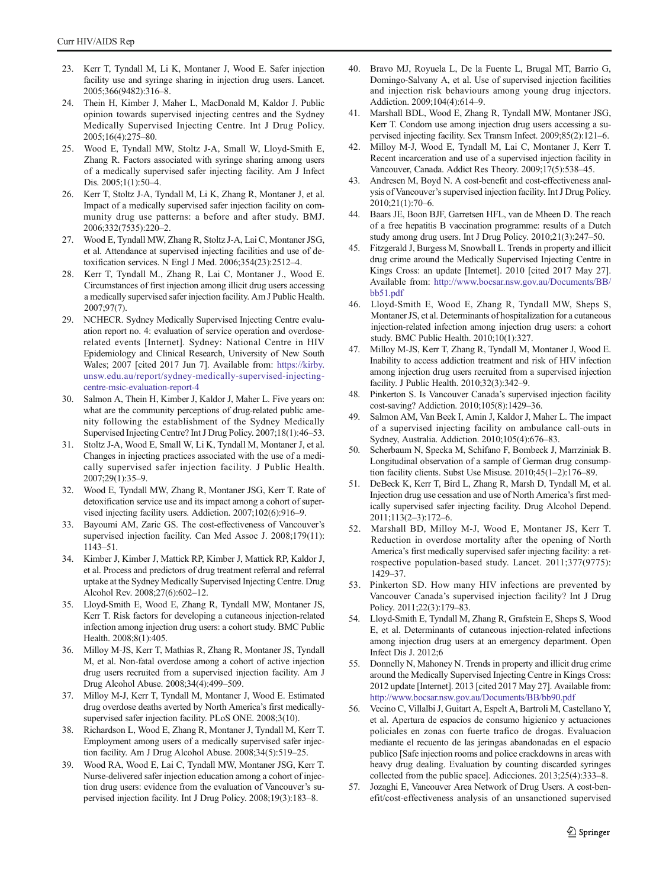23. Kerr T, Tyndall M, Li K, Montaner J, Wood E. Safer injection facility use and syringe sharing in injection drug users. Lancet. 2005;366(9482):316–8.
24. Thein H, Kimber J, Maher L, MacDonald M, Kaldor J. Public opinion towards supervised injecting centres and the Sydney Medically Supervised Injecting Centre. Int J Drug Policy. 2005;16(4):275–80.
25. Wood E, Tyndall MW, Stoltz J-A, Small W, Lloyd-Smith E, Zhang R. Factors associated with syringe sharing among users of a medically supervised safer injecting facility. Am J Infect Dis. 2005;1(1):50–4.
26. Kerr T, Stoltz J-A, Tyndall M, Li K, Zhang R, Montaner J, et al. Impact of a medically supervised safer injection facility on community drug use patterns: a before and after study. BMJ. 2006;332(7535):220–2.
27. Wood E, Tyndall MW, Zhang R, Stoltz J-A, Lai C, Montaner JSG, et al. Attendance at supervised injecting facilities and use of detoxification services. N Engl J Med. 2006;354(23):2512–4.
28. Kerr T, Tyndall M., Zhang R, Lai C, Montaner J., Wood E. Circumstances of first injection among illicit drug users accessing a medically supervised safer injection facility. Am J Public Health. 2007;97(7).
29. NCHECR. Sydney Medically Supervised Injecting Centre evaluation report no. 4: evaluation of service operation and overdose-related events [Internet]. Sydney: National Centre in HIV Epidemiology and Clinical Research, University of New South Wales; 2007 [cited 2017 Jun 7]. Available from: https://kirby.unsw.edu.au/report/sydney-medically-supervised-injecting-centre-msic-evaluation-report-4
30. Salmon A, Thein H, Kimber J, Kaldor J, Maher L. Five years on: what are the community perceptions of drug-related public amenity following the establishment of the Sydney Medically Supervised Injecting Centre? Int J Drug Policy. 2007;18(1):46–53.
31. Stoltz J-A, Wood E, Small W, Li K, Tyndall M, Montaner J, et al. Changes in injecting practices associated with the use of a medically supervised safer injection facility. J Public Health. 2007;29(1):35–9.
32. Wood E, Tyndall MW, Zhang R, Montaner JSG, Kerr T. Rate of detoxification service use and its impact among a cohort of supervised injecting facility users. Addiction. 2007;102(6):916–9.
33. Bayoumi AM, Zaric GS. The cost-effectiveness of Vancouver's supervised injection facility. Can Med Assoc J. 2008;179(11):1143–51.
34. Kimber J, Kimber J, Mattick RP, Kimber J, Mattick RP, Kaldor J, et al. Process and predictors of drug treatment referral and referral uptake at the Sydney Medically Supervised Injecting Centre. Drug Alcohol Rev. 2008;27(6):602–12.
35. Lloyd-Smith E, Wood E, Zhang R, Tyndall MW, Montaner JS, Kerr T. Risk factors for developing a cutaneous injection-related infection among injection drug users: a cohort study. BMC Public Health. 2008;8(1):405.
36. Milloy M-JS, Kerr T, Mathias R, Zhang R, Montaner JS, Tyndall M, et al. Non-fatal overdose among a cohort of active injection drug users recruited from a supervised injection facility. Am J Drug Alcohol Abuse. 2008;34(4):499–509.
37. Milloy M-J, Kerr T, Tyndall M, Montaner J, Wood E. Estimated drug overdose deaths averted by North America's first medically-supervised safer injection facility. PLoS ONE. 2008;3(10).
38. Richardson L, Wood E, Zhang R, Montaner J, Tyndall M, Kerr T. Employment among users of a medically supervised safer injection facility. Am J Drug Alcohol Abuse. 2008;34(5):519–25.
39. Wood RA, Wood E, Lai C, Tyndall MW, Montaner JSG, Kerr T. Nurse-delivered safer injection education among a cohort of injection drug users: evidence from the evaluation of Vancouver's supervised injection facility. Int J Drug Policy. 2008;19(3):183–8.
40. Bravo MJ, Royuela L, De la Fuente L, Brugal MT, Barrio G, Domingo-Salvany A, et al. Use of supervised injection facilities and injection risk behaviours among young drug injectors. Addiction. 2009;104(4):614–9.
41. Marshall BDL, Wood E, Zhang R, Tyndall MW, Montaner JSG, Kerr T. Condom use among injection drug users accessing a supervised injecting facility. Sex Transm Infect. 2009;85(2):121–6.
42. Milloy M-J, Wood E, Tyndall M, Lai C, Montaner J, Kerr T. Recent incarceration and use of a supervised injection facility in Vancouver, Canada. Addict Res Theory. 2009;17(5):538–45.
43. Andresen M, Boyd N. A cost-benefit and cost-effectiveness analysis of Vancouver's supervised injection facility. Int J Drug Policy. 2010;21(1):70–6.
44. Baars JE, Boon BJF, Garretsen HFL, van de Mheen D. The reach of a free hepatitis B vaccination programme: results of a Dutch study among drug users. Int J Drug Policy. 2010;21(3):247–50.
45. Fitzgerald J, Burgess M, Snowball L. Trends in property and illicit drug crime around the Medically Supervised Injecting Centre in Kings Cross: an update [Internet]. 2010 [cited 2017 May 27]. Available from: http://www.bocsar.nsw.gov.au/Documents/BB/bb51.pdf
46. Lloyd-Smith E, Wood E, Zhang R, Tyndall MW, Sheps S, Montaner JS, et al. Determinants of hospitalization for a cutaneous injection-related infection among injection drug users: a cohort study. BMC Public Health. 2010;10(1):327.
47. Milloy M-JS, Kerr T, Zhang R, Tyndall M, Montaner J, Wood E. Inability to access addiction treatment and risk of HIV infection among injection drug users recruited from a supervised injection facility. J Public Health. 2010;32(3):342–9.
48. Pinkerton S. Is Vancouver Canada's supervised injection facility cost-saving? Addiction. 2010;105(8):1429–36.
49. Salmon AM, Van Beek I, Amin J, Kaldor J, Maher L. The impact of a supervised injecting facility on ambulance call-outs in Sydney, Australia. Addiction. 2010;105(4):676–83.
50. Scherbaum N, Specka M, Schifano F, Bombeck J, Marrziniak B. Longitudinal observation of a sample of German drug consumption facility clients. Subst Use Misuse. 2010;45(1–2):176–89.
51. DeBeck K, Kerr T, Bird L, Zhang R, Marsh D, Tyndall M, et al. Injection drug use cessation and use of North America's first medically supervised safer injecting facility. Drug Alcohol Depend. 2011;113(2–3):172–6.
52. Marshall BD, Milloy M-J, Wood E, Montaner JS, Kerr T. Reduction in overdose mortality after the opening of North America's first medically supervised safer injecting facility: a retrospective population-based study. Lancet. 2011;377(9775):1429–37.
53. Pinkerton SD. How many HIV infections are prevented by Vancouver Canada's supervised injection facility? Int J Drug Policy. 2011;22(3):179–83.
54. Lloyd-Smith E, Tyndall M, Zhang R, Grafstein E, Sheps S, Wood E, et al. Determinants of cutaneous injection-related infections among injection drug users at an emergency department. Open Infect Dis J. 2012;6
55. Donnelly N, Mahoney N. Trends in property and illicit drug crime around the Medically Supervised Injecting Centre in Kings Cross: 2012 update [Internet]. 2013 [cited 2017 May 27]. Available from: http://www.bocsar.nsw.gov.au/Documents/BB/bb90.pdf
56. Vecino C, Villalbi J, Guitart A, Espelt A, Bartroli M, Castellano Y, et al. Apertura de espacios de consumo higienico y actuaciones policiales en zonas con fuerte trafico de drogas. Evaluacion mediante el recuento de las jeringas abandonadas en el espacio publico [Safe injection rooms and police crackdowns in areas with heavy drug dealing. Evaluation by counting discarded syringes collected from the public space]. Adicciones. 2013;25(4):333–8.
57. Jozaghi E, Vancouver Area Network of Drug Users. A cost-benefit/cost-effectiveness analysis of an unsanctioned supervised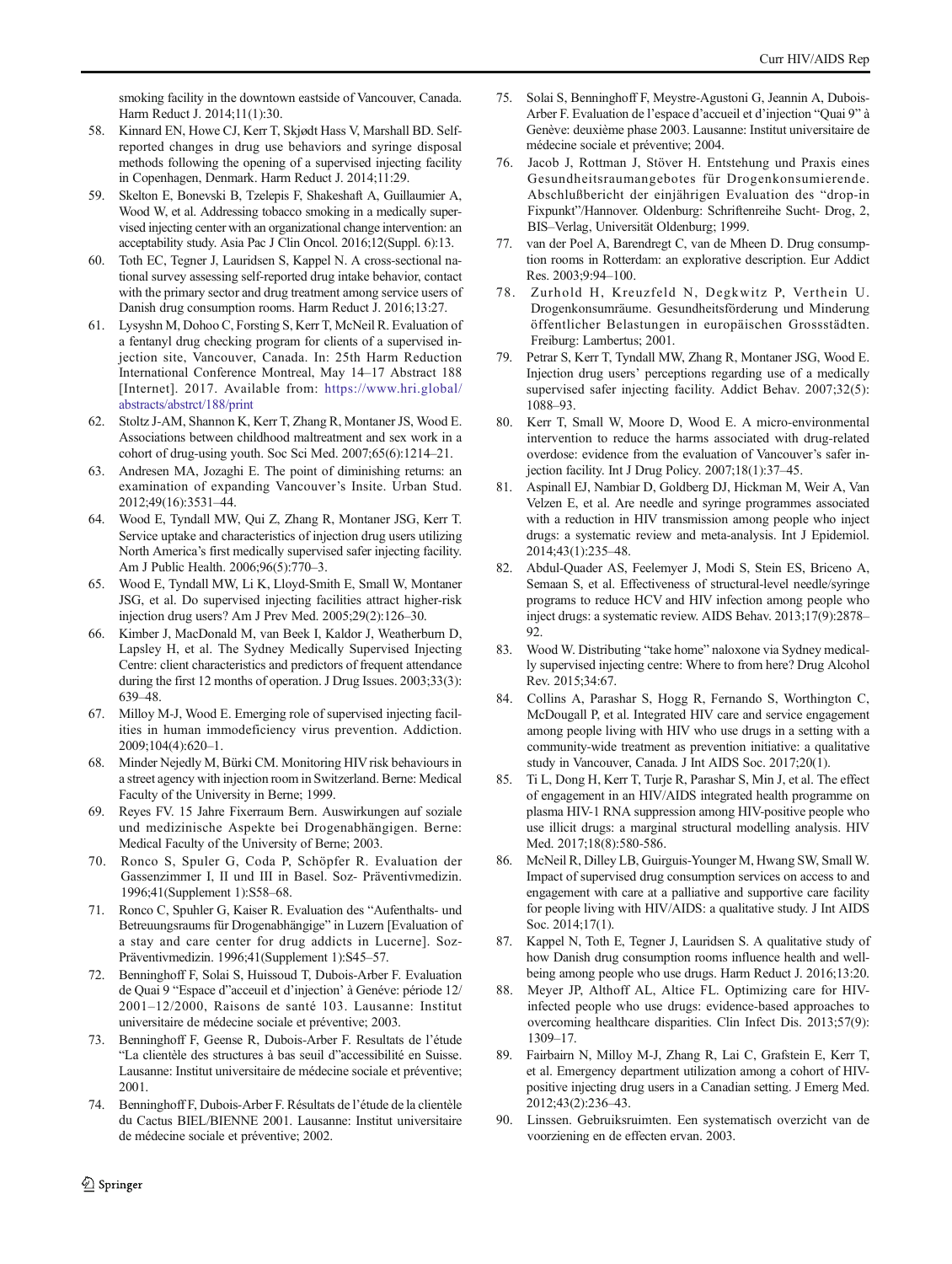smoking facility in the downtown eastside of Vancouver, Canada. Harm Reduct J. 2014;11(1):30.

58. Kinnard EN, Howe CJ, Kerr T, Skjødt Hass V, Marshall BD. Self-reported changes in drug use behaviors and syringe disposal methods following the opening of a supervised injecting facility in Copenhagen, Denmark. Harm Reduct J. 2014;11:29.
59. Skelton E, Bonevski B, Tzelepis F, Shakeshaft A, Guillaumier A, Wood W, et al. Addressing tobacco smoking in a medically supervised injecting center with an organizational change intervention: an acceptability study. Asia Pac J Clin Oncol. 2016;12(Suppl. 6):13.
60. Toth EC, Tegner J, Lauridsen S, Kappel N. A cross-sectional national survey assessing self-reported drug intake behavior, contact with the primary sector and drug treatment among service users of Danish drug consumption rooms. Harm Reduct J. 2016;13:27.
61. Lysyshn M, Dohoo C, Forsting S, Kerr T, McNeil R. Evaluation of a fentanyl drug checking program for clients of a supervised injection site, Vancouver, Canada. In: 25th Harm Reduction International Conference Montreal, May 14–17 Abstract 188 [Internet]. 2017. Available from: https://www.hri.global/abstracts/abstrct/188/print
62. Stoltz J-AM, Shannon K, Kerr T, Zhang R, Montaner JS, Wood E. Associations between childhood maltreatment and sex work in a cohort of drug-using youth. Soc Sci Med. 2007;65(6):1214–21.
63. Andresen MA, Jozaghi E. The point of diminishing returns: an examination of expanding Vancouver's Insite. Urban Stud. 2012;49(16):3531–44.
64. Wood E, Tyndall MW, Qui Z, Zhang R, Montaner JSG, Kerr T. Service uptake and characteristics of injection drug users utilizing North America's first medically supervised safer injecting facility. Am J Public Health. 2006;96(5):770–3.
65. Wood E, Tyndall MW, Li K, Lloyd-Smith E, Small W, Montaner JSG, et al. Do supervised injecting facilities attract higher-risk injection drug users? Am J Prev Med. 2005;29(2):126–30.
66. Kimber J, MacDonald M, van Beek I, Kaldor J, Weatherburn D, Lapsley H, et al. The Sydney Medically Supervised Injecting Centre: client characteristics and predictors of frequent attendance during the first 12 months of operation. J Drug Issues. 2003;33(3):639–48.
67. Milloy M-J, Wood E. Emerging role of supervised injecting facilities in human immodeficiency virus prevention. Addiction. 2009;104(4):620–1.
68. Minder Nejedly M, Bürki CM. Monitoring HIV risk behaviours in a street agency with injection room in Switzerland. Berne: Medical Faculty of the University in Berne; 1999.
69. Reyes FV. 15 Jahre Fixerraum Bern. Auswirkungen auf soziale und medizinische Aspekte bei Drogenabhängigen. Berne: Medical Faculty of the University of Berne; 2003.
70. Ronco S, Spuler G, Coda P, Schöpfer R. Evaluation der Gassenzimmer I, II und III in Basel. Soz- Präventivmedizin. 1996;41(Supplement 1):S58–68.
71. Ronco C, Spuhler G, Kaiser R. Evaluation des "Aufenthalts- und Betreuungsraums für Drogenabhängige" in Luzern [Evaluation of a stay and care center for drug addicts in Lucerne]. Soz-Präventivmedizin. 1996;41(Supplement 1):S45–57.
72. Benninghoff F, Solai S, Huissoud T, Dubois-Arber F. Evaluation de Quai 9 "Espace d"acceuil et d'injection' à Genéve: période 12/2001–12/2000, Raisons de santé 103. Lausanne: Institut universitaire de médecine sociale et préventive; 2003.
73. Benninghoff F, Geense R, Dubois-Arber F. Resultats de l'étude "La clientèle des structures à bas seuil d"accessibilité en Suisse. Lausanne: Institut universitaire de médecine sociale et préventive; 2001.
74. Benninghoff F, Dubois-Arber F. Résultats de l'étude de la clientèle du Cactus BIEL/BIENNE 2001. Lausanne: Institut universitaire de médecine sociale et préventive; 2002.
75. Solai S, Benninghoff F, Meystre-Agustoni G, Jeannin A, Dubois-Arber F. Evaluation de l'espace d'accueil et d'injection "Quai 9" à Genève: deuxième phase 2003. Lausanne: Institut universitaire de médecine sociale et préventive; 2004.
76. Jacob J, Rottman J, Stöver H. Entstehung und Praxis eines Gesundheitsraumangebotes für Drogenkonsumierende. Abschlußbericht der einjährigen Evaluation des "drop-in Fixpunkt"/Hannover. Oldenburg: Schriftenreihe Sucht- Drog, 2, BIS–Verlag, Universität Oldenburg; 1999.
77. van der Poel A, Barendregt C, van de Mheen D. Drug consumption rooms in Rotterdam: an explorative description. Eur Addict Res. 2003;9:94–100.
78. Zurhold H, Kreuzfeld N, Degkwitz P, Verthein U. Drogenkonsumräume. Gesundheitsförderung und Minderung öffentlicher Belastungen in europäischen Grossstädten. Freiburg: Lambertus; 2001.
79. Petrar S, Kerr T, Tyndall MW, Zhang R, Montaner JSG, Wood E. Injection drug users' perceptions regarding use of a medically supervised safer injecting facility. Addict Behav. 2007;32(5):1088–93.
80. Kerr T, Small W, Moore D, Wood E. A micro-environmental intervention to reduce the harms associated with drug-related overdose: evidence from the evaluation of Vancouver's safer injection facility. Int J Drug Policy. 2007;18(1):37–45.
81. Aspinall EJ, Nambiar D, Goldberg DJ, Hickman M, Weir A, Van Velzen E, et al. Are needle and syringe programmes associated with a reduction in HIV transmission among people who inject drugs: a systematic review and meta-analysis. Int J Epidemiol. 2014;43(1):235–48.
82. Abdul-Quader AS, Feelemyer J, Modi S, Stein ES, Briceno A, Semaan S, et al. Effectiveness of structural-level needle/syringe programs to reduce HCV and HIV infection among people who inject drugs: a systematic review. AIDS Behav. 2013;17(9):2878–92.
83. Wood W. Distributing "take home" naloxone via Sydney medically supervised injecting centre: Where to from here? Drug Alcohol Rev. 2015;34:67.
84. Collins A, Parashar S, Hogg R, Fernando S, Worthington C, McDougall P, et al. Integrated HIV care and service engagement among people living with HIV who use drugs in a setting with a community-wide treatment as prevention initiative: a qualitative study in Vancouver, Canada. J Int AIDS Soc. 2017;20(1).
85. Ti L, Dong H, Kerr T, Turje R, Parashar S, Min J, et al. The effect of engagement in an HIV/AIDS integrated health programme on plasma HIV-1 RNA suppression among HIV-positive people who use illicit drugs: a marginal structural modelling analysis. HIV Med. 2017;18(8):580-586.
86. McNeil R, Dilley LB, Guirguis-Younger M, Hwang SW, Small W. Impact of supervised drug consumption services on access to and engagement with care at a palliative and supportive care facility for people living with HIV/AIDS: a qualitative study. J Int AIDS Soc. 2014;17(1).
87. Kappel N, Toth E, Tegner J, Lauridsen S. A qualitative study of how Danish drug consumption rooms influence health and well-being among people who use drugs. Harm Reduct J. 2016;13:20.
88. Meyer JP, Althoff AL, Altice FL. Optimizing care for HIV-infected people who use drugs: evidence-based approaches to overcoming healthcare disparities. Clin Infect Dis. 2013;57(9):1309–17.
89. Fairbairn N, Milloy M-J, Zhang R, Lai C, Grafstein E, Kerr T, et al. Emergency department utilization among a cohort of HIV-positive injecting drug users in a Canadian setting. J Emerg Med. 2012;43(2):236–43.
90. Linssen. Gebruiksruimten. Een systematisch overzicht van de voorziening en de effecten ervan. 2003.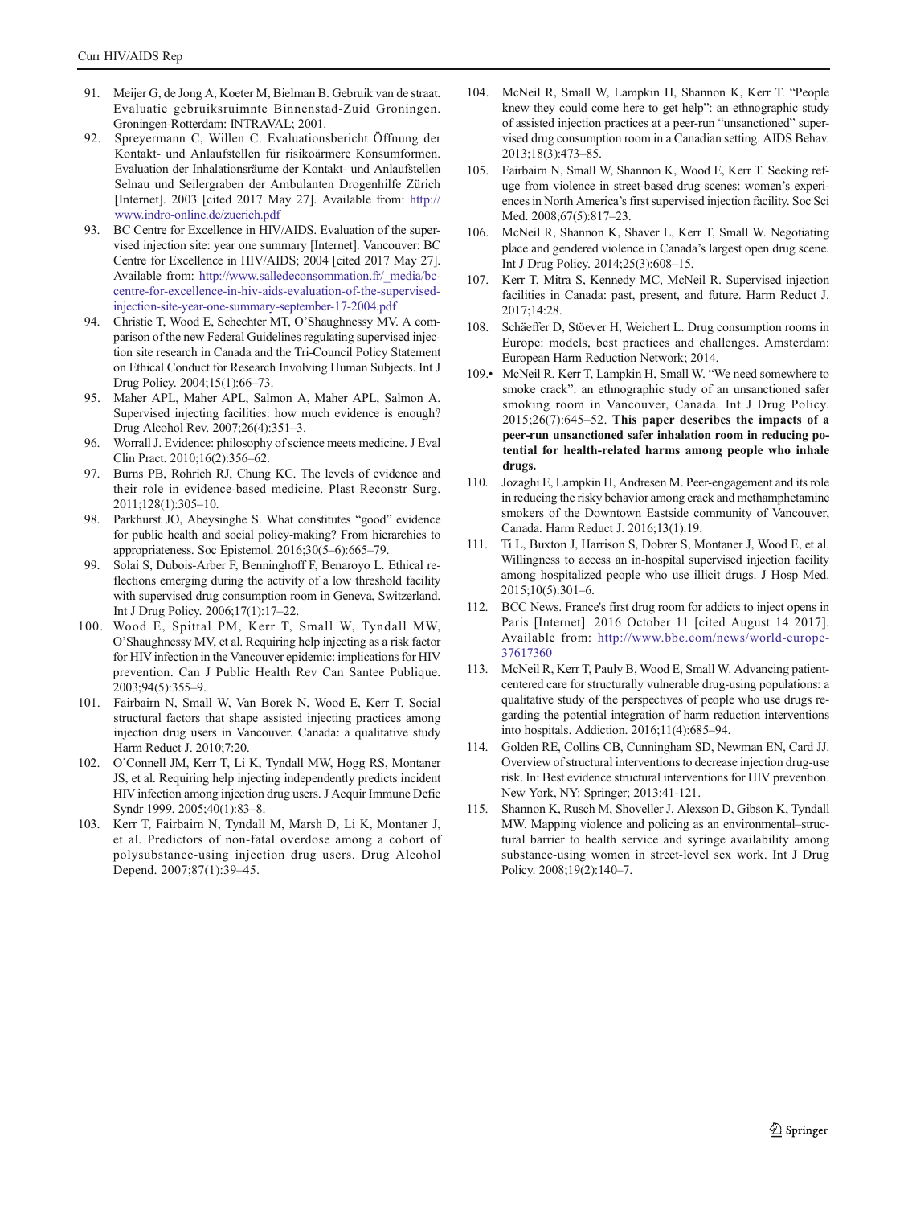91. Meijer G, de Jong A, Koeter M, Bielman B. Gebruik van de straat. Evaluatie gebruiksruimnte Binnenstad-Zuid Groningen. Groningen-Rotterdam: INTRAVAL; 2001.
92. Spreyermann C, Willen C. Evaluationsbericht Öffnung der Kontakt- und Anlaufstellen für risikoärmere Konsumformen. Evaluation der Inhalationsräume der Kontakt- und Anlaufstellen Selnau und Seilergraben der Ambulanten Drogenhilfe Zürich [Internet]. 2003 [cited 2017 May 27]. Available from: http://www.indro-online.de/zuerich.pdf
93. BC Centre for Excellence in HIV/AIDS. Evaluation of the supervised injection site: year one summary [Internet]. Vancouver: BC Centre for Excellence in HIV/AIDS; 2004 [cited 2017 May 27]. Available from: http://www.salledeconsommation.fr/_media/bc-centre-for-excellence-in-hiv-aids-evaluation-of-the-supervised-injection-site-year-one-summary-september-17-2004.pdf
94. Christie T, Wood E, Schechter MT, O'Shaughnessy MV. A comparison of the new Federal Guidelines regulating supervised injection site research in Canada and the Tri-Council Policy Statement on Ethical Conduct for Research Involving Human Subjects. Int J Drug Policy. 2004;15(1):66–73.
95. Maher APL, Maher APL, Salmon A, Maher APL, Salmon A. Supervised injecting facilities: how much evidence is enough? Drug Alcohol Rev. 2007;26(4):351–3.
96. Worrall J. Evidence: philosophy of science meets medicine. J Eval Clin Pract. 2010;16(2):356–62.
97. Burns PB, Rohrich RJ, Chung KC. The levels of evidence and their role in evidence-based medicine. Plast Reconstr Surg. 2011;128(1):305–10.
98. Parkhurst JO, Abeysinghe S. What constitutes "good" evidence for public health and social policy-making? From hierarchies to appropriateness. Soc Epistemol. 2016;30(5–6):665–79.
99. Solai S, Dubois-Arber F, Benninghoff F, Benaroyo L. Ethical reflections emerging during the activity of a low threshold facility with supervised drug consumption room in Geneva, Switzerland. Int J Drug Policy. 2006;17(1):17–22.
100. Wood E, Spittal PM, Kerr T, Small W, Tyndall MW, O'Shaughnessy MV, et al. Requiring help injecting as a risk factor for HIV infection in the Vancouver epidemic: implications for HIV prevention. Can J Public Health Rev Can Santee Publique. 2003;94(5):355–9.
101. Fairbairn N, Small W, Van Borek N, Wood E, Kerr T. Social structural factors that shape assisted injecting practices among injection drug users in Vancouver. Canada: a qualitative study Harm Reduct J. 2010;7:20.
102. O'Connell JM, Kerr T, Li K, Tyndall MW, Hogg RS, Montaner JS, et al. Requiring help injecting independently predicts incident HIV infection among injection drug users. J Acquir Immune Defic Syndr 1999. 2005;40(1):83–8.
103. Kerr T, Fairbairn N, Tyndall M, Marsh D, Li K, Montaner J, et al. Predictors of non-fatal overdose among a cohort of polysubstance-using injection drug users. Drug Alcohol Depend. 2007;87(1):39–45.
104. McNeil R, Small W, Lampkin H, Shannon K, Kerr T. "People knew they could come here to get help": an ethnographic study of assisted injection practices at a peer-run "unsanctioned" supervised drug consumption room in a Canadian setting. AIDS Behav. 2013;18(3):473–85.
105. Fairbairn N, Small W, Shannon K, Wood E, Kerr T. Seeking refuge from violence in street-based drug scenes: women's experiences in North America's first supervised injection facility. Soc Sci Med. 2008;67(5):817–23.
106. McNeil R, Shannon K, Shaver L, Kerr T, Small W. Negotiating place and gendered violence in Canada's largest open drug scene. Int J Drug Policy. 2014;25(3):608–15.
107. Kerr T, Mitra S, Kennedy MC, McNeil R. Supervised injection facilities in Canada: past, present, and future. Harm Reduct J. 2017;14:28.
108. Schäeffer D, Stöever H, Weichert L. Drug consumption rooms in Europe: models, best practices and challenges. Amsterdam: European Harm Reduction Network; 2014.
109.• McNeil R, Kerr T, Lampkin H, Small W. "We need somewhere to smoke crack": an ethnographic study of an unsanctioned safer smoking room in Vancouver, Canada. Int J Drug Policy. 2015;26(7):645–52. **This paper describes the impacts of a peer-run unsanctioned safer inhalation room in reducing potential for health-related harms among people who inhale drugs.**
110. Jozaghi E, Lampkin H, Andresen M. Peer-engagement and its role in reducing the risky behavior among crack and methamphetamine smokers of the Downtown Eastside community of Vancouver, Canada. Harm Reduct J. 2016;13(1):19.
111. Ti L, Buxton J, Harrison S, Dobrer S, Montaner J, Wood E, et al. Willingness to access an in-hospital supervised injection facility among hospitalized people who use illicit drugs. J Hosp Med. 2015;10(5):301–6.
112. BCC News. France's first drug room for addicts to inject opens in Paris [Internet]. 2016 October 11 [cited August 14 2017]. Available from: http://www.bbc.com/news/world-europe-37617360
113. McNeil R, Kerr T, Pauly B, Wood E, Small W. Advancing patient-centered care for structurally vulnerable drug-using populations: a qualitative study of the perspectives of people who use drugs regarding the potential integration of harm reduction interventions into hospitals. Addiction. 2016;11(4):685–94.
114. Golden RE, Collins CB, Cunningham SD, Newman EN, Card JJ. Overview of structural interventions to decrease injection drug-use risk. In: Best evidence structural interventions for HIV prevention. New York, NY: Springer; 2013:41-121.
115. Shannon K, Rusch M, Shoveller J, Alexson D, Gibson K, Tyndall MW. Mapping violence and policing as an environmental–structural barrier to health service and syringe availability among substance-using women in street-level sex work. Int J Drug Policy. 2008;19(2):140–7.